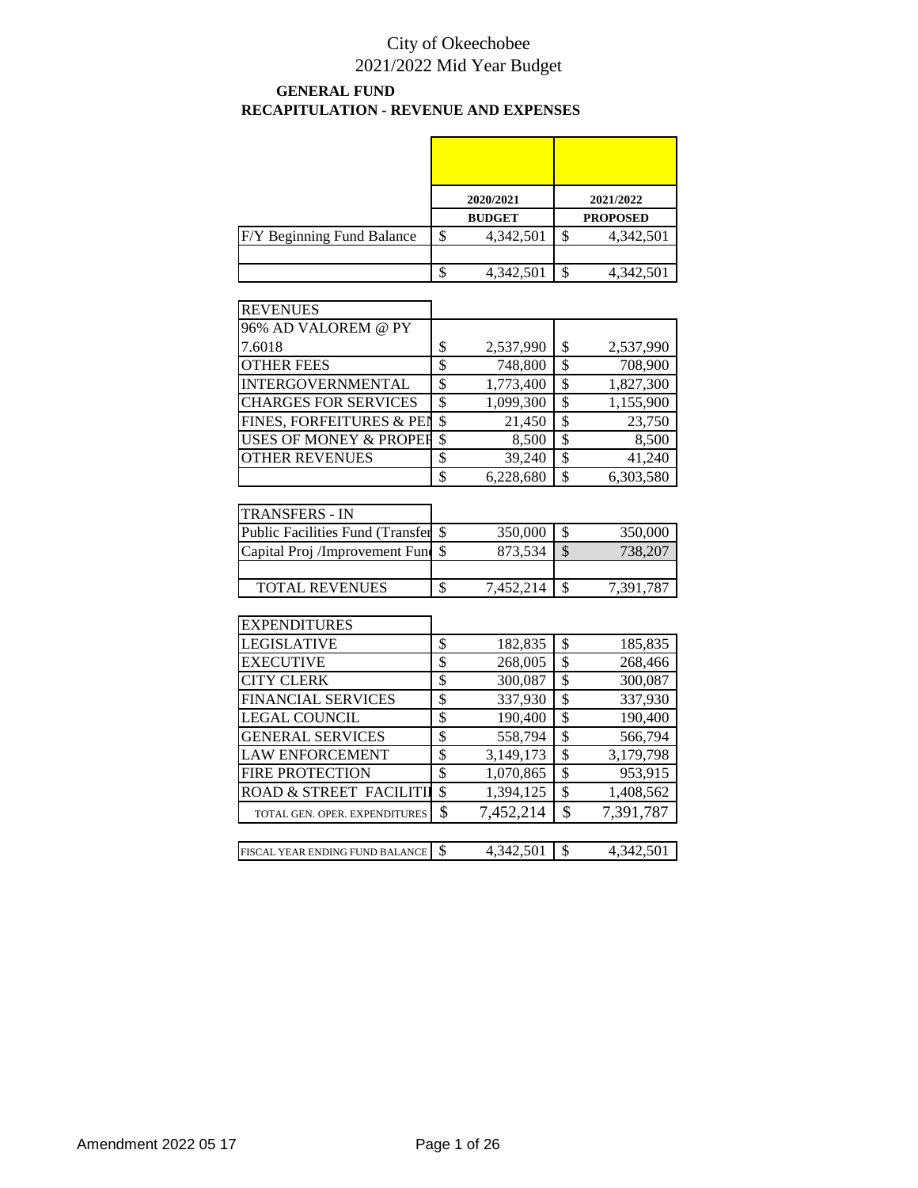# City of Okeechobee
## 2021/2022 Mid Year Budget

**GENERAL FUND**
**RECAPITULATION - REVENUE AND EXPENSES**

| | 2020/2021 BUDGET | 2021/2022 PROPOSED |
|---|---|---|
| F/Y Beginning Fund Balance | $ 4,342,501 | $ 4,342,501 |
| | | |
| | $ 4,342,501 | $ 4,342,501 |
| **REVENUES** | | |
| 96% AD VALOREM @ PY 7.6018 | $ 2,537,990 | $ 2,537,990 |
| OTHER FEES | $ 748,800 | $ 708,900 |
| INTERGOVERNMENTAL | $ 1,773,400 | $ 1,827,300 |
| CHARGES FOR SERVICES | $ 1,099,300 | $ 1,155,900 |
| FINES, FORFEITURES & PEN | $ 21,450 | $ 23,750 |
| USES OF MONEY & PROPER | $ 8,500 | $ 8,500 |
| OTHER REVENUES | $ 39,240 | $ 41,240 |
| | $ 6,228,680 | $ 6,303,580 |
| **TRANSFERS - IN** | | |
| Public Facilities Fund (Transfer | $ 350,000 | $ 350,000 |
| Capital Proj /Improvement Fund | $ 873,534 | $ 738,207 |
| | | |
| TOTAL REVENUES | $ 7,452,214 | $ 7,391,787 |
| **EXPENDITURES** | | |
| LEGISLATIVE | $ 182,835 | $ 185,835 |
| EXECUTIVE | $ 268,005 | $ 268,466 |
| CITY CLERK | $ 300,087 | $ 300,087 |
| FINANCIAL SERVICES | $ 337,930 | $ 337,930 |
| LEGAL COUNCIL | $ 190,400 | $ 190,400 |
| GENERAL SERVICES | $ 558,794 | $ 566,794 |
| LAW ENFORCEMENT | $ 3,149,173 | $ 3,179,798 |
| FIRE PROTECTION | $ 1,070,865 | $ 953,915 |
| ROAD & STREET FACILITI | $ 1,394,125 | $ 1,408,562 |
| TOTAL GEN. OPER. EXPENDITURES | $ 7,452,214 | $ 7,391,787 |
| | | |
| FISCAL YEAR ENDING FUND BALANCE | $ 4,342,501 | $ 4,342,501 |

Amendment 2022 05 17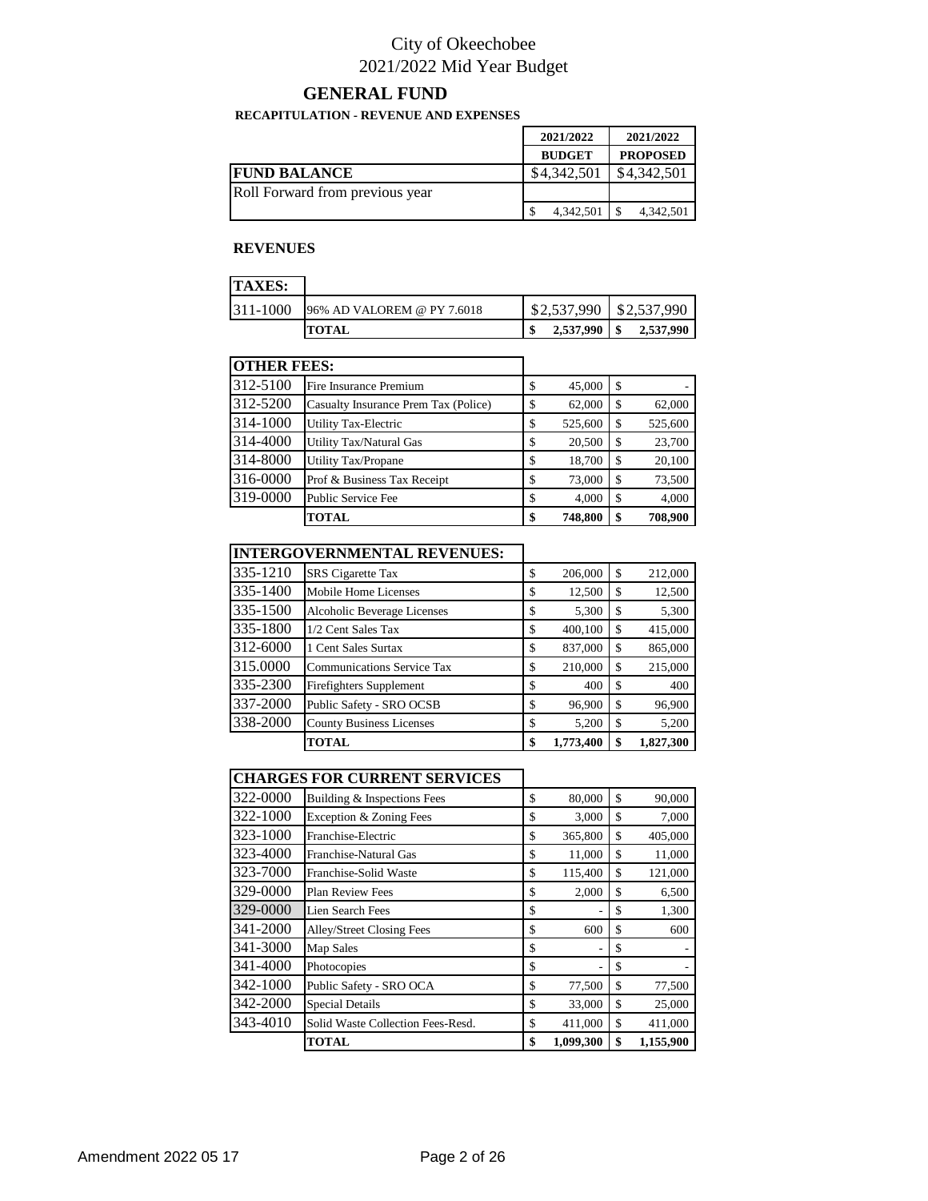# City of Okeechobee
## 2021/2022 Mid Year Budget

### GENERAL FUND

**RECAPITULATION - REVENUE AND EXPENSES**

| | | 2021/2022 BUDGET | 2021/2022 PROPOSED |
|---|---|---|---|
| **FUND BALANCE** | | $4,342,501 | $4,342,501 |
| Roll Forward from previous year | | | |
| | | $ 4,342,501 | $ 4,342,501 |

**REVENUES**

| **TAXES:** | | | |
|---|---|---|---|
| 311-1000 | 96% AD VALOREM @ PY 7.6018 | $2,537,990 | $2,537,990 |
| | **TOTAL** | **$ 2,537,990** | **$ 2,537,990** |

| **OTHER FEES:** | | | |
|---|---|---|---|
| 312-5100 | Fire Insurance Premium | $ 45,000 | $ - |
| 312-5200 | Casualty Insurance Prem Tax (Police) | $ 62,000 | $ 62,000 |
| 314-1000 | Utility Tax-Electric | $ 525,600 | $ 525,600 |
| 314-4000 | Utility Tax/Natural Gas | $ 20,500 | $ 23,700 |
| 314-8000 | Utility Tax/Propane | $ 18,700 | $ 20,100 |
| 316-0000 | Prof & Business Tax Receipt | $ 73,000 | $ 73,500 |
| 319-0000 | Public Service Fee | $ 4,000 | $ 4,000 |
| | **TOTAL** | **$ 748,800** | **$ 708,900** |

| **INTERGOVERNMENTAL REVENUES:** | | | |
|---|---|---|---|
| 335-1210 | SRS Cigarette Tax | $ 206,000 | $ 212,000 |
| 335-1400 | Mobile Home Licenses | $ 12,500 | $ 12,500 |
| 335-1500 | Alcoholic Beverage Licenses | $ 5,300 | $ 5,300 |
| 335-1800 | 1/2 Cent Sales Tax | $ 400,100 | $ 415,000 |
| 312-6000 | 1 Cent Sales Surtax | $ 837,000 | $ 865,000 |
| 315.0000 | Communications Service Tax | $ 210,000 | $ 215,000 |
| 335-2300 | Firefighters Supplement | $ 400 | $ 400 |
| 337-2000 | Public Safety - SRO OCSB | $ 96,900 | $ 96,900 |
| 338-2000 | County Business Licenses | $ 5,200 | $ 5,200 |
| | **TOTAL** | **$ 1,773,400** | **$ 1,827,300** |

| **CHARGES FOR CURRENT SERVICES** | | | |
|---|---|---|---|
| 322-0000 | Building & Inspections Fees | $ 80,000 | $ 90,000 |
| 322-1000 | Exception & Zoning Fees | $ 3,000 | $ 7,000 |
| 323-1000 | Franchise-Electric | $ 365,800 | $ 405,000 |
| 323-4000 | Franchise-Natural Gas | $ 11,000 | $ 11,000 |
| 323-7000 | Franchise-Solid Waste | $ 115,400 | $ 121,000 |
| 329-0000 | Plan Review Fees | $ 2,000 | $ 6,500 |
| 329-0000 | Lien Search Fees | $ - | $ 1,300 |
| 341-2000 | Alley/Street Closing Fees | $ 600 | $ 600 |
| 341-3000 | Map Sales | $ - | $ - |
| 341-4000 | Photocopies | $ - | $ - |
| 342-1000 | Public Safety - SRO OCA | $ 77,500 | $ 77,500 |
| 342-2000 | Special Details | $ 33,000 | $ 25,000 |
| 343-4010 | Solid Waste Collection Fees-Resd. | $ 411,000 | $ 411,000 |
| | **TOTAL** | **$ 1,099,300** | **$ 1,155,900** |

Amendment 2022 05 17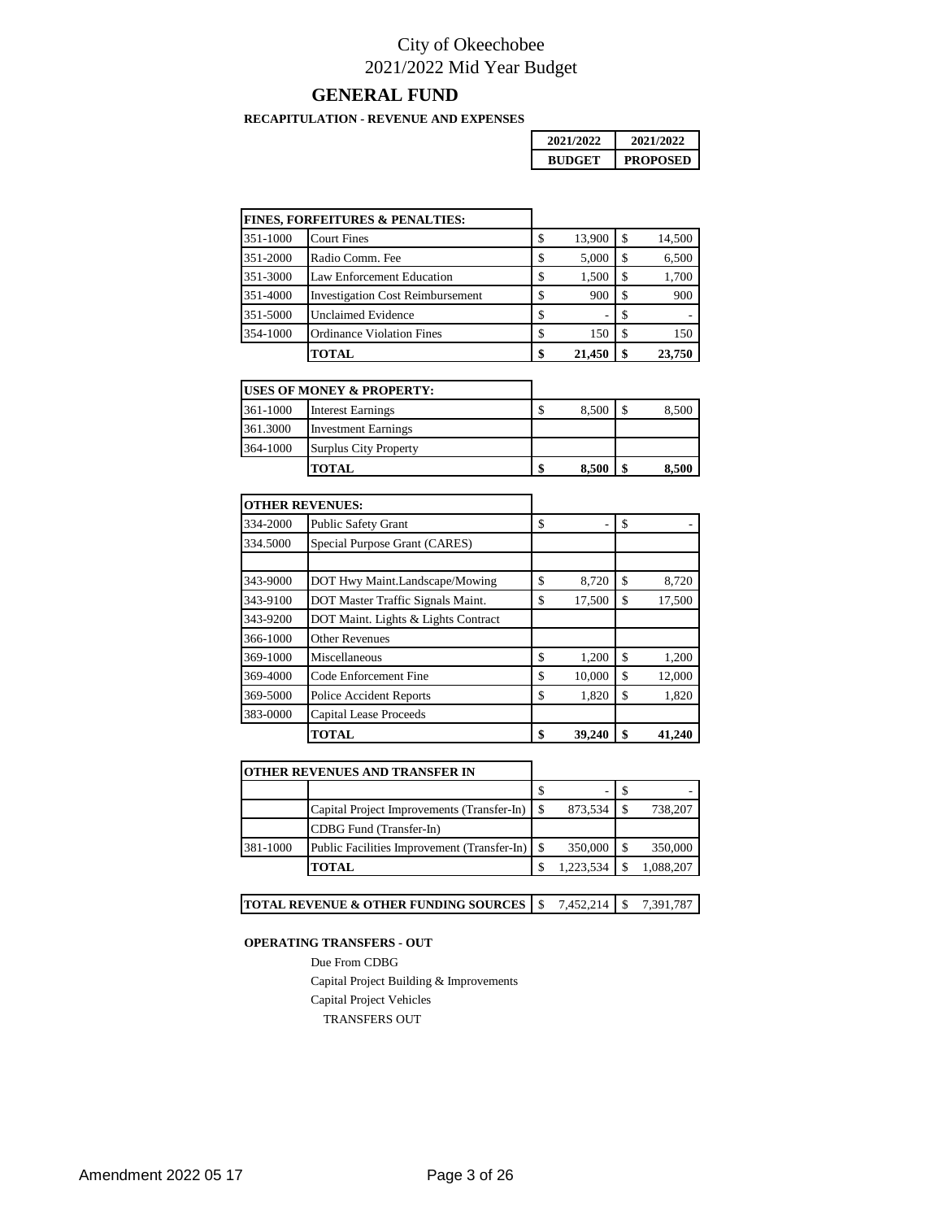# City of Okeechobee
## 2021/2022 Mid Year Budget

### GENERAL FUND

**RECAPITULATION - REVENUE AND EXPENSES**

| | | 2021/2022 BUDGET | 2021/2022 PROPOSED |
|---|---|---|---|
| **FINES, FORFEITURES & PENALTIES:** | | | |
| 351-1000 | Court Fines | $ 13,900 | $ 14,500 |
| 351-2000 | Radio Comm. Fee | $ 5,000 | $ 6,500 |
| 351-3000 | Law Enforcement Education | $ 1,500 | $ 1,700 |
| 351-4000 | Investigation Cost Reimbursement | $ 900 | $ 900 |
| 351-5000 | Unclaimed Evidence | $ - | $ - |
| 354-1000 | Ordinance Violation Fines | $ 150 | $ 150 |
| | **TOTAL** | **$ 21,450** | **$ 23,750** |

| | | 2021/2022 BUDGET | 2021/2022 PROPOSED |
|---|---|---|---|
| **USES OF MONEY & PROPERTY:** | | | |
| 361-1000 | Interest Earnings | $ 8,500 | $ 8,500 |
| 361.3000 | Investment Earnings | | |
| 364-1000 | Surplus City Property | | |
| | **TOTAL** | **$ 8,500** | **$ 8,500** |

| | | 2021/2022 BUDGET | 2021/2022 PROPOSED |
|---|---|---|---|
| **OTHER REVENUES:** | | | |
| 334-2000 | Public Safety Grant | $ - | $ - |
| 334.5000 | Special Purpose Grant (CARES) | | |
| | | | |
| 343-9000 | DOT Hwy Maint.Landscape/Mowing | $ 8,720 | $ 8,720 |
| 343-9100 | DOT Master Traffic Signals Maint. | $ 17,500 | $ 17,500 |
| 343-9200 | DOT Maint. Lights & Lights Contract | | |
| 366-1000 | Other Revenues | | |
| 369-1000 | Miscellaneous | $ 1,200 | $ 1,200 |
| 369-4000 | Code Enforcement Fine | $ 10,000 | $ 12,000 |
| 369-5000 | Police Accident Reports | $ 1,820 | $ 1,820 |
| 383-0000 | Capital Lease Proceeds | | |
| | **TOTAL** | **$ 39,240** | **$ 41,240** |

| | | 2021/2022 BUDGET | 2021/2022 PROPOSED |
|---|---|---|---|
| **OTHER REVENUES AND TRANSFER IN** | | | |
| | | $ - | $ - |
| | Capital Project Improvements (Transfer-In) | $ 873,534 | $ 738,207 |
| | CDBG Fund (Transfer-In) | | |
| 381-1000 | Public Facilities Improvement (Transfer-In) | $ 350,000 | $ 350,000 |
| | **TOTAL** | $ 1,223,534 | $ 1,088,207 |

| | 2021/2022 BUDGET | 2021/2022 PROPOSED |
|---|---|---|
| **TOTAL REVENUE & OTHER FUNDING SOURCES** | $ 7,452,214 | $ 7,391,787 |

**OPERATING TRANSFERS - OUT**

Due From CDBG

Capital Project Building & Improvements

Capital Project Vehicles

TRANSFERS OUT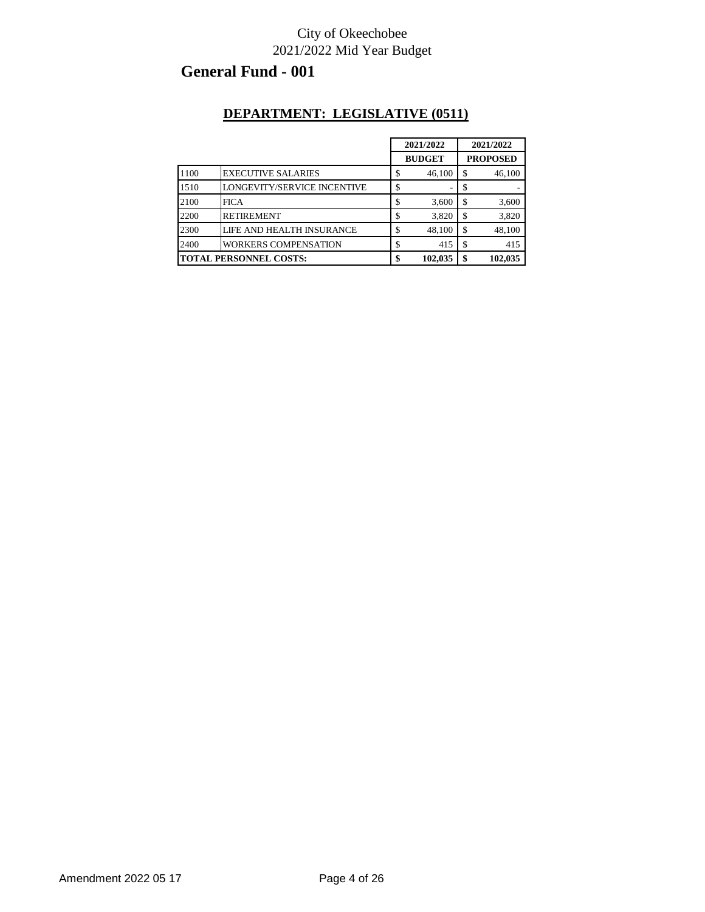City of Okeechobee
2021/2022 Mid Year Budget

# General Fund - 001

## DEPARTMENT: LEGISLATIVE (0511)

| | | 2021/2022 BUDGET | 2021/2022 PROPOSED |
|---|---|---|---|
| 1100 | EXECUTIVE SALARIES | $ 46,100 | $ 46,100 |
| 1510 | LONGEVITY/SERVICE INCENTIVE | $ - | $ - |
| 2100 | FICA | $ 3,600 | $ 3,600 |
| 2200 | RETIREMENT | $ 3,820 | $ 3,820 |
| 2300 | LIFE AND HEALTH INSURANCE | $ 48,100 | $ 48,100 |
| 2400 | WORKERS COMPENSATION | $ 415 | $ 415 |
| **TOTAL PERSONNEL COSTS:** | | **$ 102,035** | **$ 102,035** |

Amendment 2022 05 17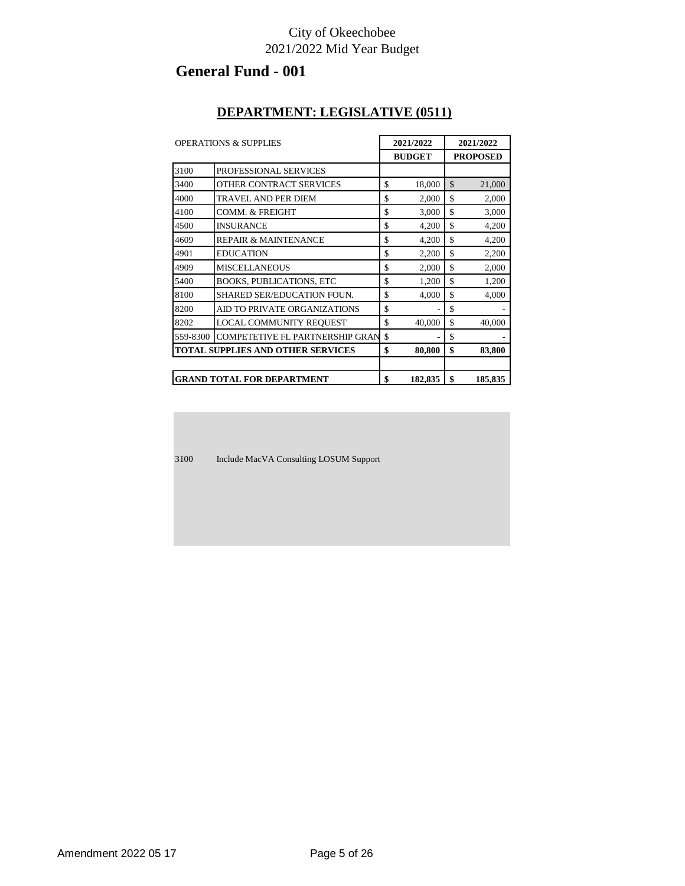City of Okeechobee
2021/2022 Mid Year Budget

# General Fund - 001

## DEPARTMENT: LEGISLATIVE (0511)

| OPERATIONS & SUPPLIES | | 2021/2022 BUDGET | 2021/2022 PROPOSED |
|---|---|---|---|
| 3100 | PROFESSIONAL SERVICES | | |
| 3400 | OTHER CONTRACT SERVICES | $ 18,000 | $ 21,000 |
| 4000 | TRAVEL AND PER DIEM | $ 2,000 | $ 2,000 |
| 4100 | COMM. & FREIGHT | $ 3,000 | $ 3,000 |
| 4500 | INSURANCE | $ 4,200 | $ 4,200 |
| 4609 | REPAIR & MAINTENANCE | $ 4,200 | $ 4,200 |
| 4901 | EDUCATION | $ 2,200 | $ 2,200 |
| 4909 | MISCELLANEOUS | $ 2,000 | $ 2,000 |
| 5400 | BOOKS, PUBLICATIONS, ETC | $ 1,200 | $ 1,200 |
| 8100 | SHARED SER/EDUCATION FOUN. | $ 4,000 | $ 4,000 |
| 8200 | AID TO PRIVATE ORGANIZATIONS | $ - | $ - |
| 8202 | LOCAL COMMUNITY REQUEST | $ 40,000 | $ 40,000 |
| 559-8300 | COMPETETIVE FL PARTNERSHIP GRAN | $ - | $ - |
| **TOTAL SUPPLIES AND OTHER SERVICES** | | **$ 80,800** | **$ 83,800** |
| | | | |
| **GRAND TOTAL FOR DEPARTMENT** | | **$ 182,835** | **$ 185,835** |

3100 Include MacVA Consulting LOSUM Support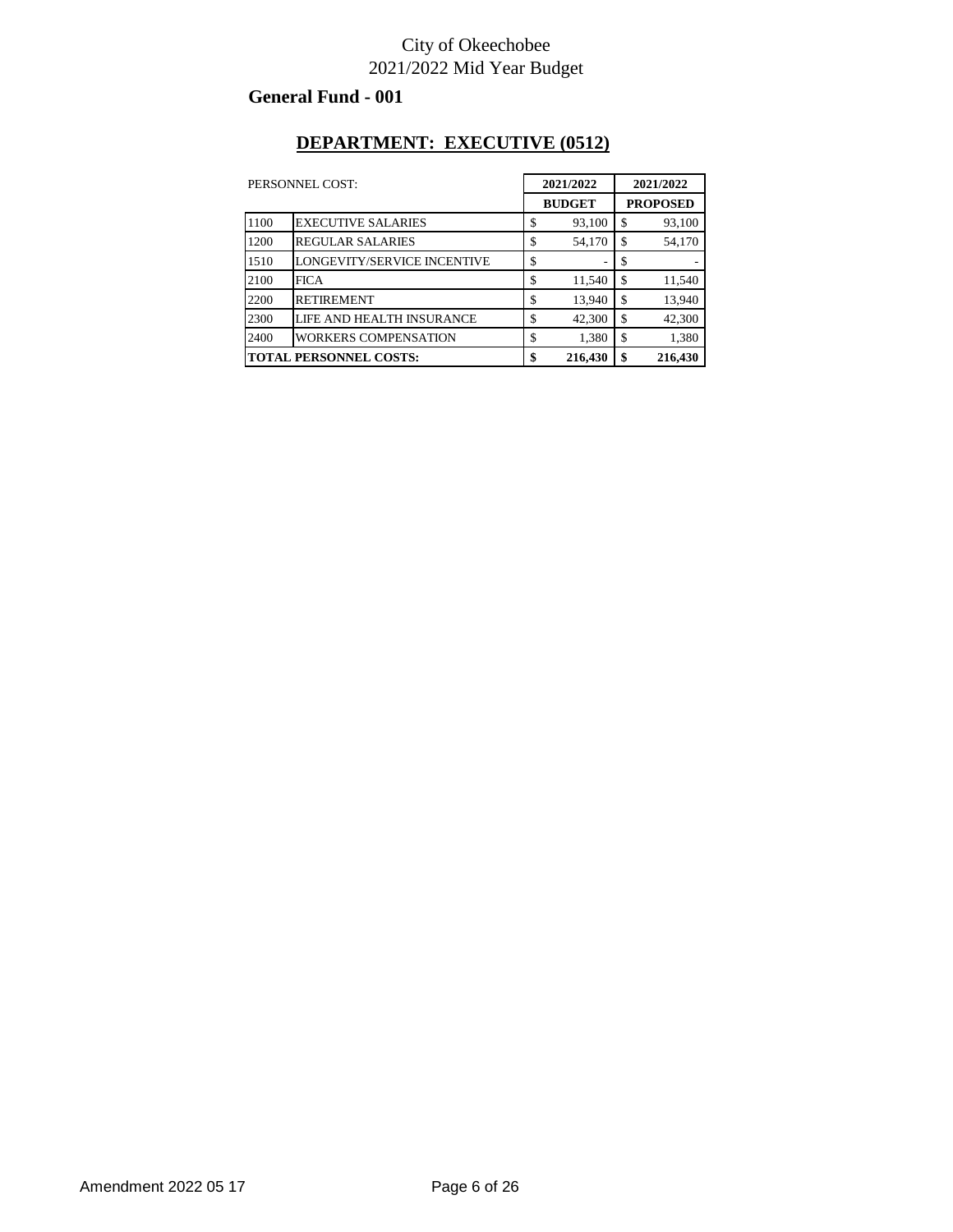City of Okeechobee

2021/2022 Mid Year Budget

**General Fund - 001**

## DEPARTMENT: EXECUTIVE (0512)

| PERSONNEL COST: | | 2021/2022 BUDGET | 2021/2022 PROPOSED |
|---|---|---|---|
| 1100 | EXECUTIVE SALARIES | $ 93,100 | $ 93,100 |
| 1200 | REGULAR SALARIES | $ 54,170 | $ 54,170 |
| 1510 | LONGEVITY/SERVICE INCENTIVE | $ - | $ - |
| 2100 | FICA | $ 11,540 | $ 11,540 |
| 2200 | RETIREMENT | $ 13,940 | $ 13,940 |
| 2300 | LIFE AND HEALTH INSURANCE | $ 42,300 | $ 42,300 |
| 2400 | WORKERS COMPENSATION | $ 1,380 | $ 1,380 |
| **TOTAL PERSONNEL COSTS:** | | **$ 216,430** | **$ 216,430** |

Amendment 2022 05 17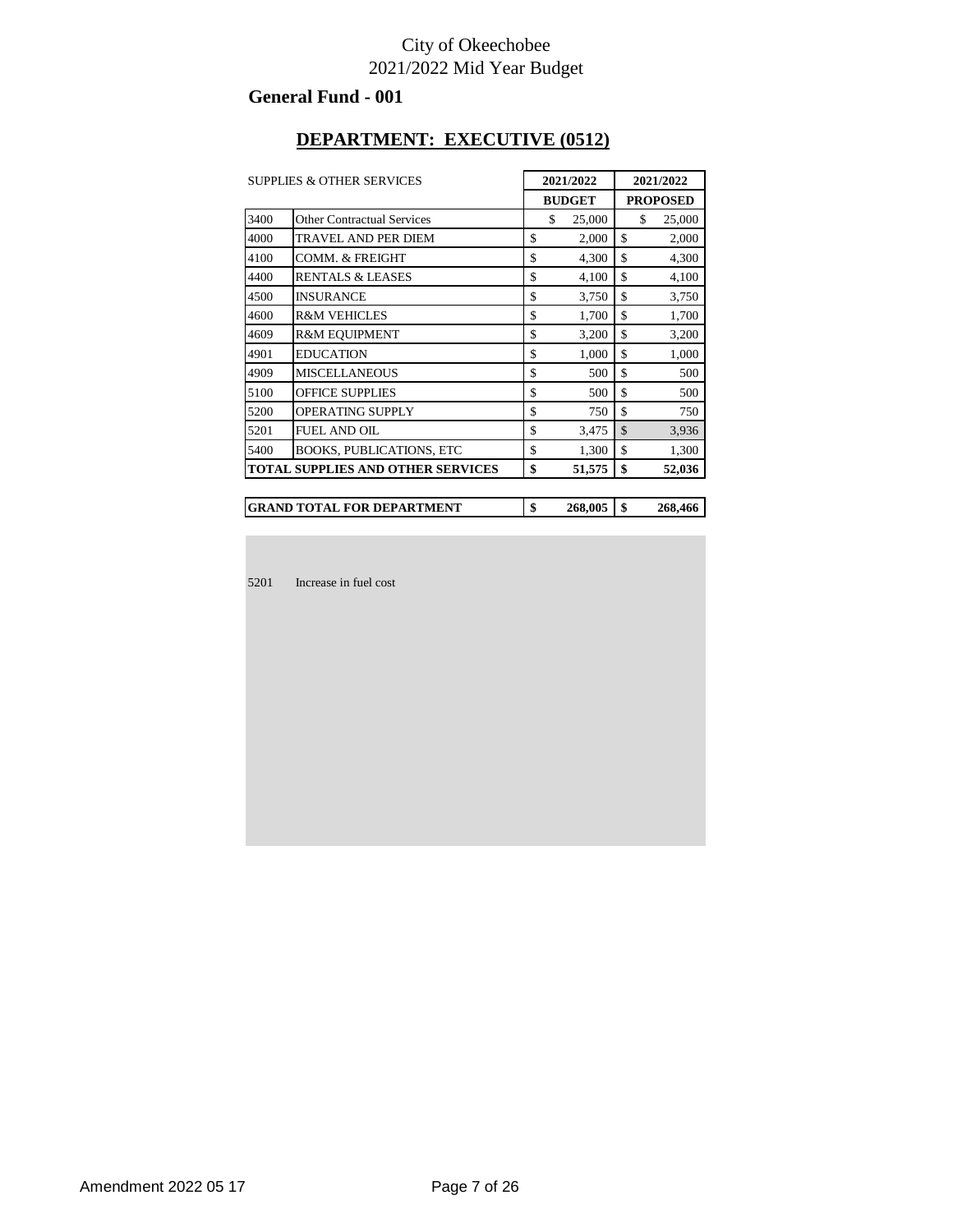City of Okeechobee
2021/2022 Mid Year Budget

## General Fund - 001

## DEPARTMENT: EXECUTIVE (0512)

| SUPPLIES & OTHER SERVICES | | 2021/2022 BUDGET | 2021/2022 PROPOSED |
|---|---|---|---|
| 3400 | Other Contractual Services | $ 25,000 | $ 25,000 |
| 4000 | TRAVEL AND PER DIEM | $ 2,000 | $ 2,000 |
| 4100 | COMM. & FREIGHT | $ 4,300 | $ 4,300 |
| 4400 | RENTALS & LEASES | $ 4,100 | $ 4,100 |
| 4500 | INSURANCE | $ 3,750 | $ 3,750 |
| 4600 | R&M VEHICLES | $ 1,700 | $ 1,700 |
| 4609 | R&M EQUIPMENT | $ 3,200 | $ 3,200 |
| 4901 | EDUCATION | $ 1,000 | $ 1,000 |
| 4909 | MISCELLANEOUS | $ 500 | $ 500 |
| 5100 | OFFICE SUPPLIES | $ 500 | $ 500 |
| 5200 | OPERATING SUPPLY | $ 750 | $ 750 |
| 5201 | FUEL AND OIL | $ 3,475 | $ 3,936 |
| 5400 | BOOKS, PUBLICATIONS, ETC | $ 1,300 | $ 1,300 |
| **TOTAL SUPPLIES AND OTHER SERVICES** | | **$ 51,575** | **$ 52,036** |

| | | |
|---|---|---|
| **GRAND TOTAL FOR DEPARTMENT** | **$ 268,005** | **$ 268,466** |

5201 Increase in fuel cost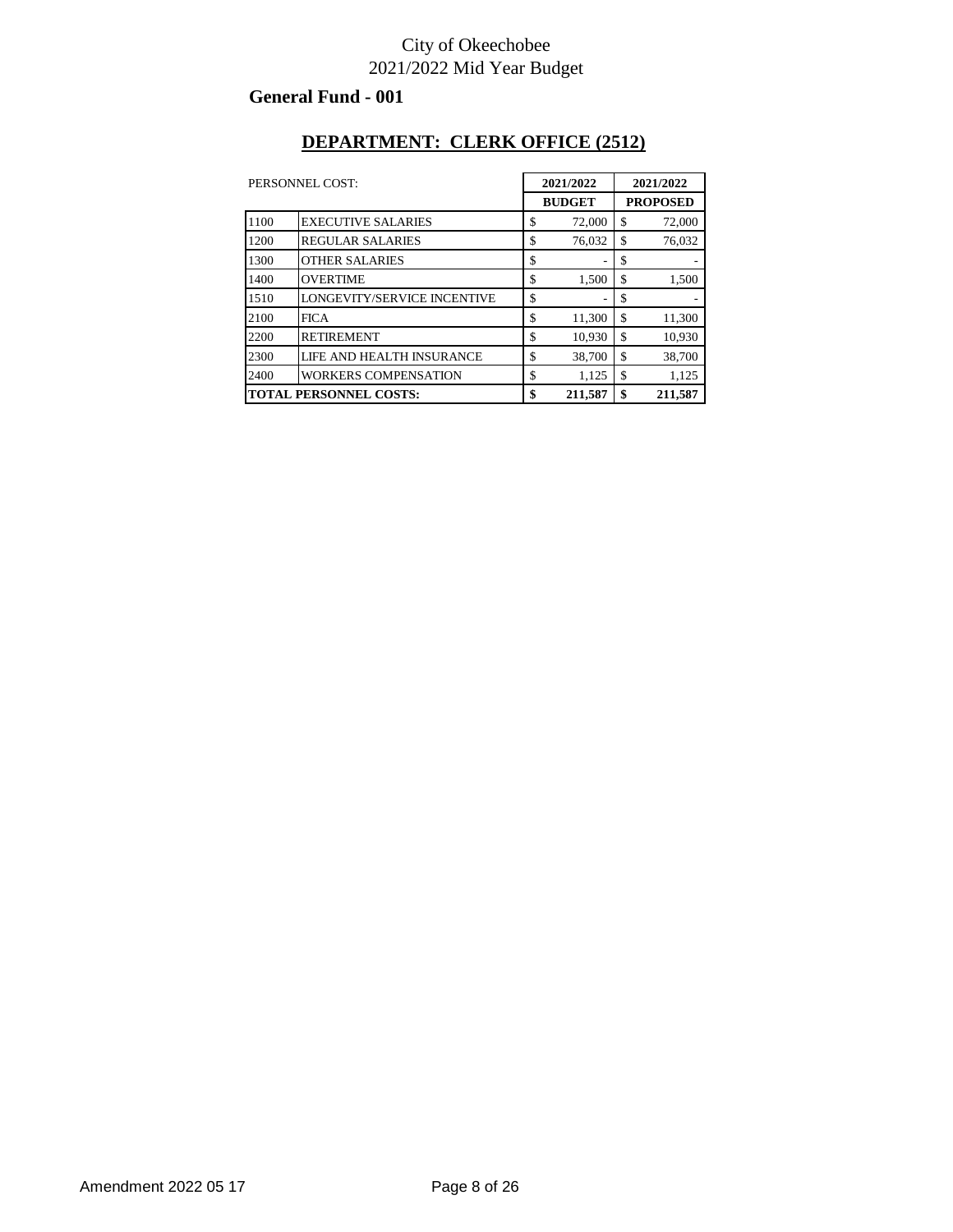City of Okeechobee

2021/2022 Mid Year Budget

**General Fund - 001**

## DEPARTMENT: CLERK OFFICE (2512)

| PERSONNEL COST: | | 2021/2022 BUDGET | 2021/2022 PROPOSED |
|---|---|---|---|
| 1100 | EXECUTIVE SALARIES | $ 72,000 | $ 72,000 |
| 1200 | REGULAR SALARIES | $ 76,032 | $ 76,032 |
| 1300 | OTHER SALARIES | $ - | $ - |
| 1400 | OVERTIME | $ 1,500 | $ 1,500 |
| 1510 | LONGEVITY/SERVICE INCENTIVE | $ - | $ - |
| 2100 | FICA | $ 11,300 | $ 11,300 |
| 2200 | RETIREMENT | $ 10,930 | $ 10,930 |
| 2300 | LIFE AND HEALTH INSURANCE | $ 38,700 | $ 38,700 |
| 2400 | WORKERS COMPENSATION | $ 1,125 | $ 1,125 |
| **TOTAL PERSONNEL COSTS:** | | **$ 211,587** | **$ 211,587** |

Amendment 2022 05 17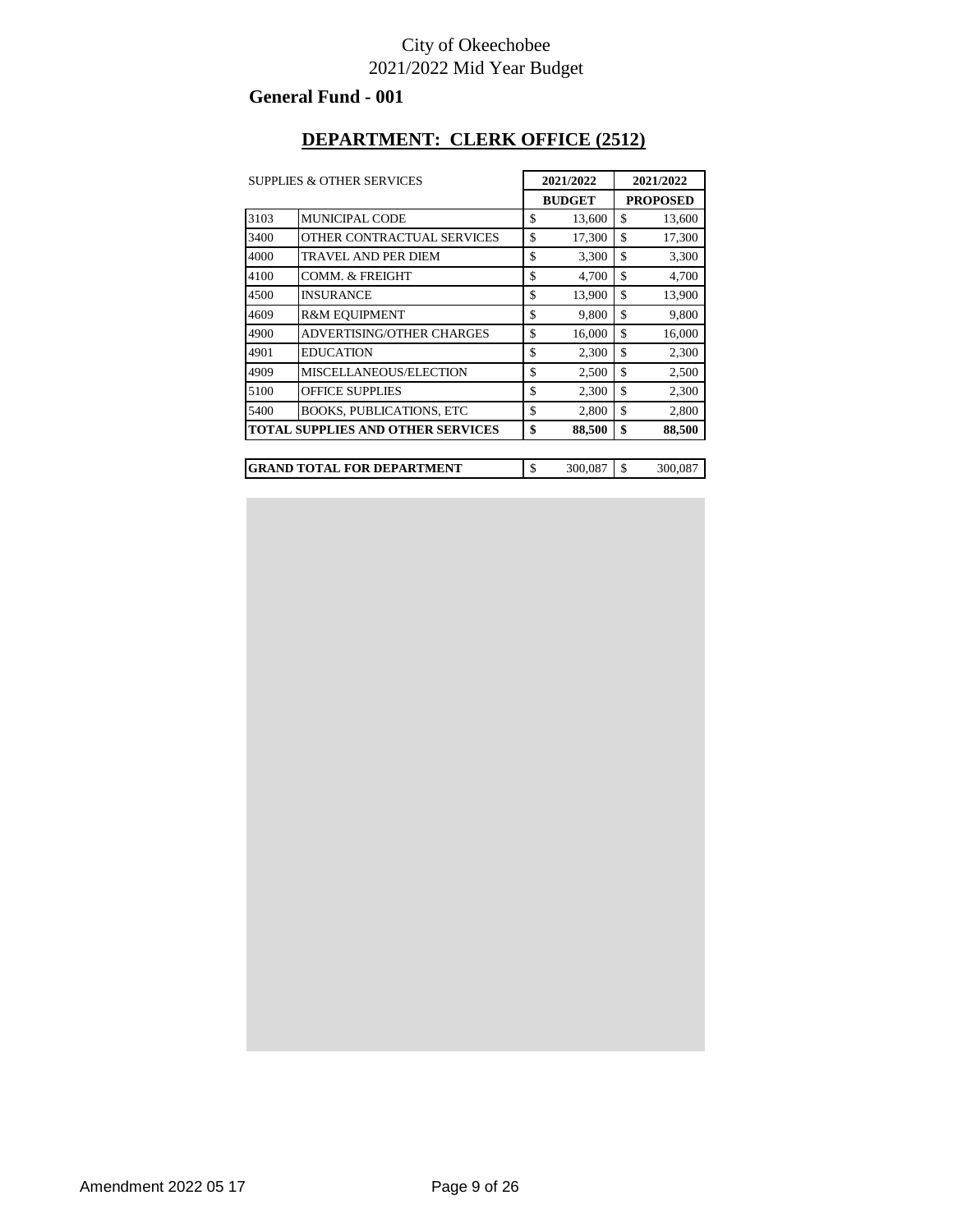City of Okeechobee
2021/2022 Mid Year Budget

**General Fund - 001**

## DEPARTMENT: CLERK OFFICE (2512)

| SUPPLIES & OTHER SERVICES | | 2021/2022 BUDGET | 2021/2022 PROPOSED |
|---|---|---|---|
| 3103 | MUNICIPAL CODE | $ 13,600 | $ 13,600 |
| 3400 | OTHER CONTRACTUAL SERVICES | $ 17,300 | $ 17,300 |
| 4000 | TRAVEL AND PER DIEM | $ 3,300 | $ 3,300 |
| 4100 | COMM. & FREIGHT | $ 4,700 | $ 4,700 |
| 4500 | INSURANCE | $ 13,900 | $ 13,900 |
| 4609 | R&M EQUIPMENT | $ 9,800 | $ 9,800 |
| 4900 | ADVERTISING/OTHER CHARGES | $ 16,000 | $ 16,000 |
| 4901 | EDUCATION | $ 2,300 | $ 2,300 |
| 4909 | MISCELLANEOUS/ELECTION | $ 2,500 | $ 2,500 |
| 5100 | OFFICE SUPPLIES | $ 2,300 | $ 2,300 |
| 5400 | BOOKS, PUBLICATIONS, ETC | $ 2,800 | $ 2,800 |
| **TOTAL SUPPLIES AND OTHER SERVICES** | | **$ 88,500** | **$ 88,500** |

| | | | |
|---|---|---|---|
| **GRAND TOTAL FOR DEPARTMENT** | | $ 300,087 | $ 300,087 |

Amendment 2022 05 17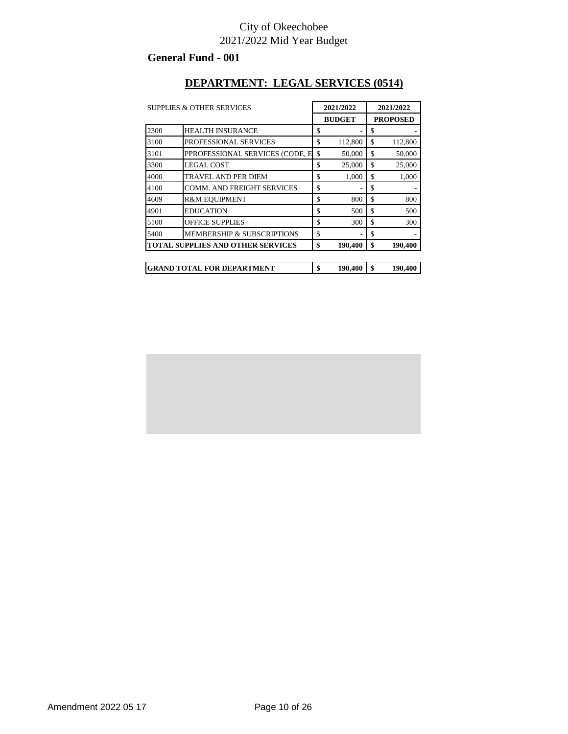City of Okeechobee
2021/2022 Mid Year Budget

**General Fund - 001**

## DEPARTMENT: LEGAL SERVICES (0514)

| SUPPLIES & OTHER SERVICES | | 2021/2022 BUDGET | 2021/2022 PROPOSED |
|---|---|---|---|
| 2300 | HEALTH INSURANCE | $ - | $ - |
| 3100 | PROFESSIONAL SERVICES | $ 112,800 | $ 112,800 |
| 3101 | PPROFESSIONAL SERVICES (CODE, E | $ 50,000 | $ 50,000 |
| 3300 | LEGAL COST | $ 25,000 | $ 25,000 |
| 4000 | TRAVEL AND PER DIEM | $ 1,000 | $ 1,000 |
| 4100 | COMM. AND FREIGHT SERVICES | $ - | $ - |
| 4609 | R&M EQUIPMENT | $ 800 | $ 800 |
| 4901 | EDUCATION | $ 500 | $ 500 |
| 5100 | OFFICE SUPPLIES | $ 300 | $ 300 |
| 5400 | MEMBERSHIP & SUBSCRIPTIONS | $ - | $ - |
| **TOTAL SUPPLIES AND OTHER SERVICES** | | **$ 190,400** | **$ 190,400** |

| | | |
|---|---|---|
| **GRAND TOTAL FOR DEPARTMENT** | **$ 190,400** | **$ 190,400** |

Amendment 2022 05 17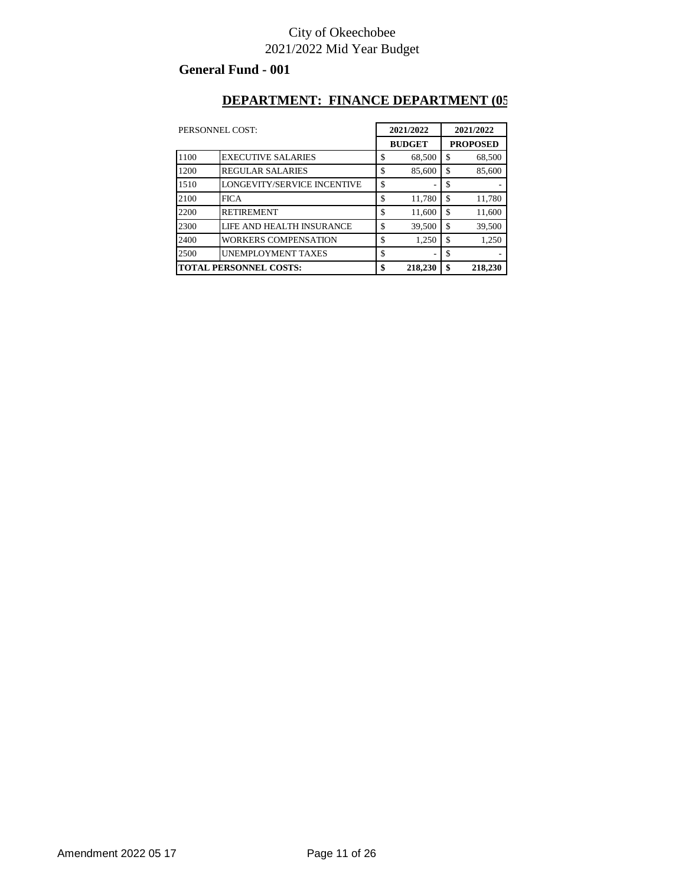City of Okeechobee
2021/2022 Mid Year Budget

**General Fund - 001**

## DEPARTMENT: FINANCE DEPARTMENT (05

| PERSONNEL COST: | | 2021/2022 BUDGET | 2021/2022 PROPOSED |
|---|---|---|---|
| 1100 | EXECUTIVE SALARIES | $ 68,500 | $ 68,500 |
| 1200 | REGULAR SALARIES | $ 85,600 | $ 85,600 |
| 1510 | LONGEVITY/SERVICE INCENTIVE | $ - | $ - |
| 2100 | FICA | $ 11,780 | $ 11,780 |
| 2200 | RETIREMENT | $ 11,600 | $ 11,600 |
| 2300 | LIFE AND HEALTH INSURANCE | $ 39,500 | $ 39,500 |
| 2400 | WORKERS COMPENSATION | $ 1,250 | $ 1,250 |
| 2500 | UNEMPLOYMENT TAXES | $ - | $ - |
| **TOTAL PERSONNEL COSTS:** | | **$ 218,230** | **$ 218,230** |

Amendment 2022 05 17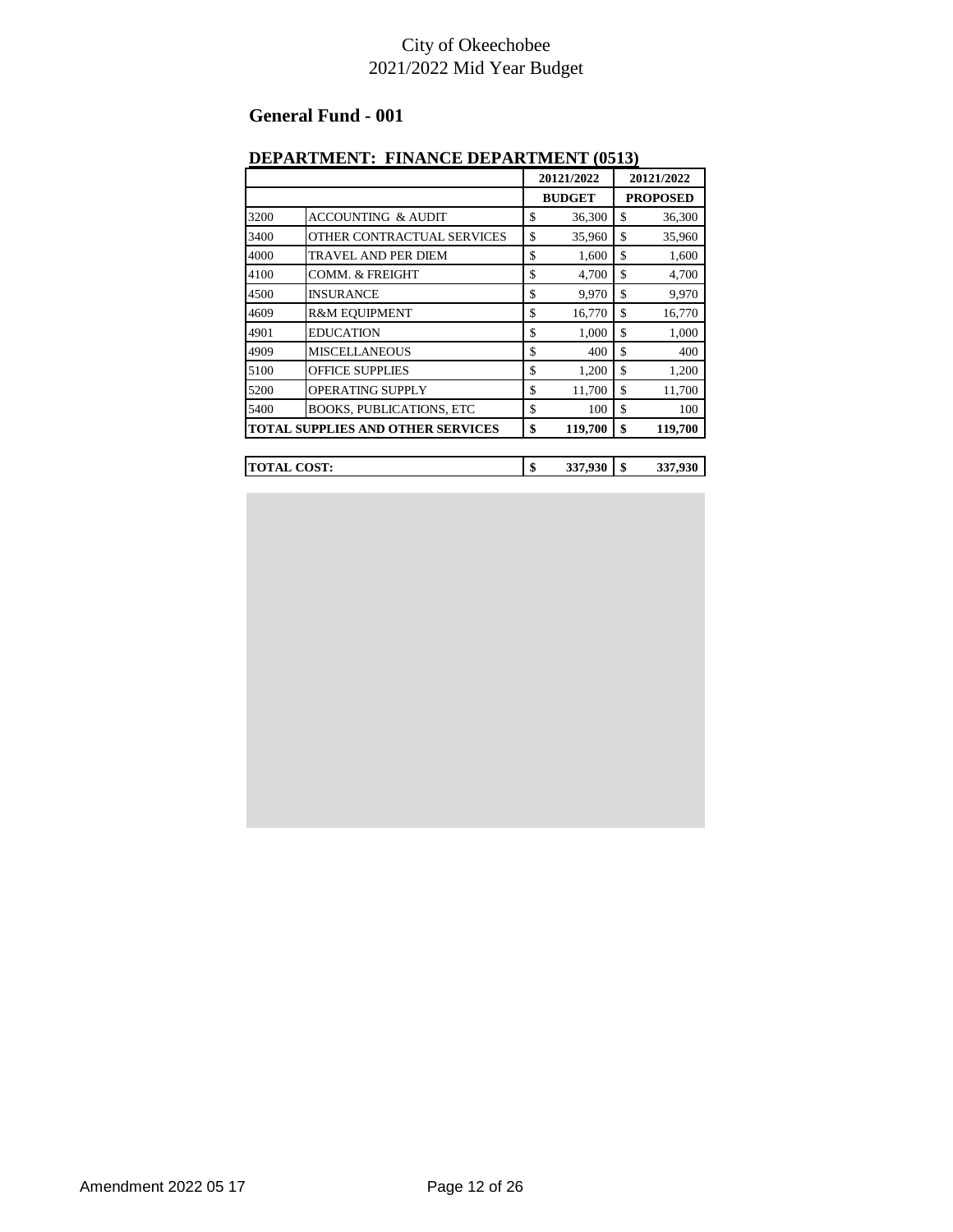City of Okeechobee
2021/2022 Mid Year Budget

## General Fund - 001

### DEPARTMENT: FINANCE DEPARTMENT (0513)

| | | 20121/2022 | 20121/2022 |
|---|---|---|---|
| | | **BUDGET** | **PROPOSED** |
| 3200 | ACCOUNTING & AUDIT | $ 36,300 | $ 36,300 |
| 3400 | OTHER CONTRACTUAL SERVICES | $ 35,960 | $ 35,960 |
| 4000 | TRAVEL AND PER DIEM | $ 1,600 | $ 1,600 |
| 4100 | COMM. & FREIGHT | $ 4,700 | $ 4,700 |
| 4500 | INSURANCE | $ 9,970 | $ 9,970 |
| 4609 | R&M EQUIPMENT | $ 16,770 | $ 16,770 |
| 4901 | EDUCATION | $ 1,000 | $ 1,000 |
| 4909 | MISCELLANEOUS | $ 400 | $ 400 |
| 5100 | OFFICE SUPPLIES | $ 1,200 | $ 1,200 |
| 5200 | OPERATING SUPPLY | $ 11,700 | $ 11,700 |
| 5400 | BOOKS, PUBLICATIONS, ETC | $ 100 | $ 100 |
| **TOTAL SUPPLIES AND OTHER SERVICES** | | **$ 119,700** | **$ 119,700** |

| | | | |
|---|---|---|---|
| **TOTAL COST:** | | **$ 337,930** | **$ 337,930** |

Amendment 2022 05 17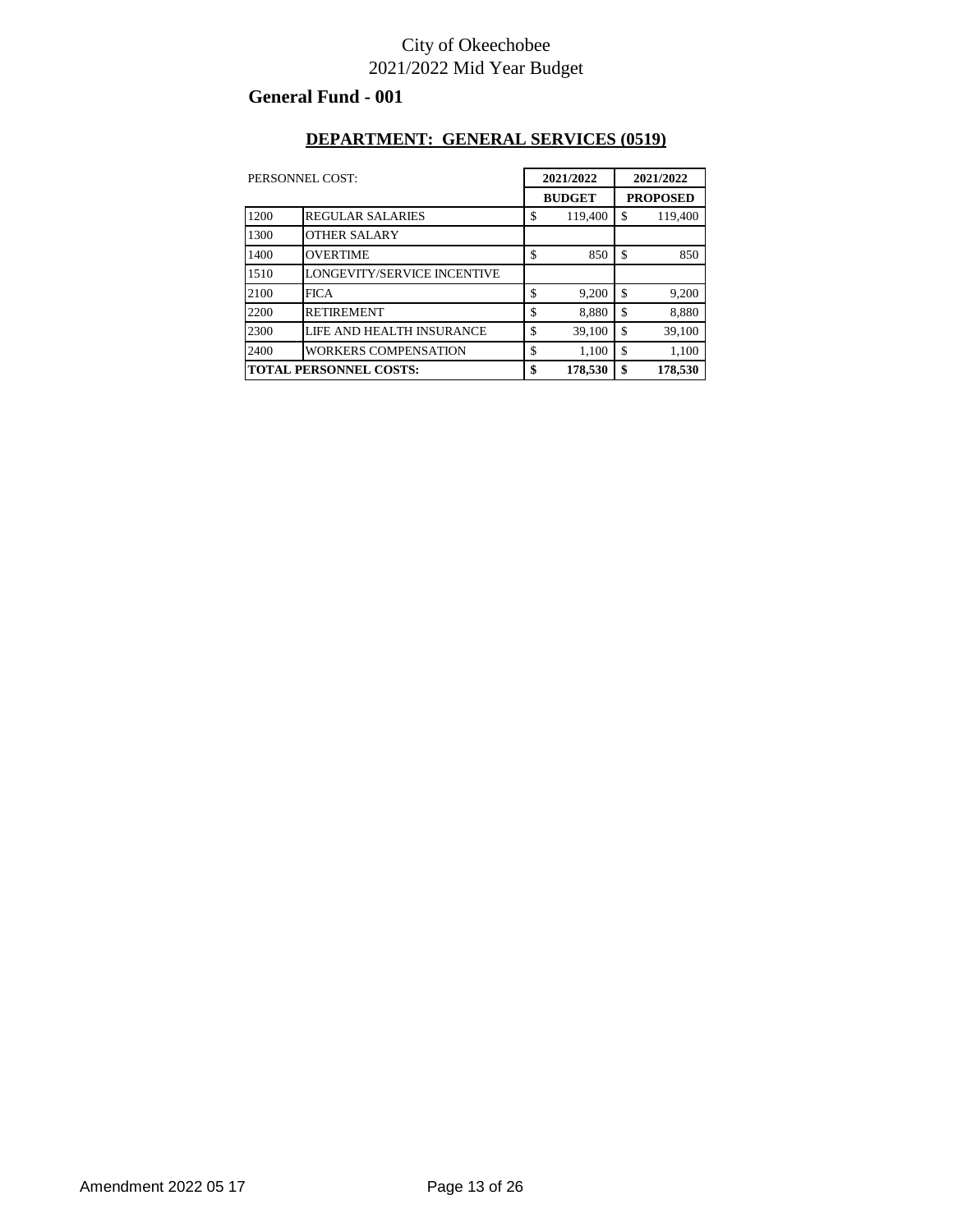City of Okeechobee
2021/2022 Mid Year Budget

## General Fund - 001

### DEPARTMENT: GENERAL SERVICES (0519)

| PERSONNEL COST: | | 2021/2022 BUDGET | 2021/2022 PROPOSED |
|---|---|---|---|
| 1200 | REGULAR SALARIES | $ 119,400 | $ 119,400 |
| 1300 | OTHER SALARY | | |
| 1400 | OVERTIME | $ 850 | $ 850 |
| 1510 | LONGEVITY/SERVICE INCENTIVE | | |
| 2100 | FICA | $ 9,200 | $ 9,200 |
| 2200 | RETIREMENT | $ 8,880 | $ 8,880 |
| 2300 | LIFE AND HEALTH INSURANCE | $ 39,100 | $ 39,100 |
| 2400 | WORKERS COMPENSATION | $ 1,100 | $ 1,100 |
| **TOTAL PERSONNEL COSTS:** | | **$ 178,530** | **$ 178,530** |

Amendment 2022 05 17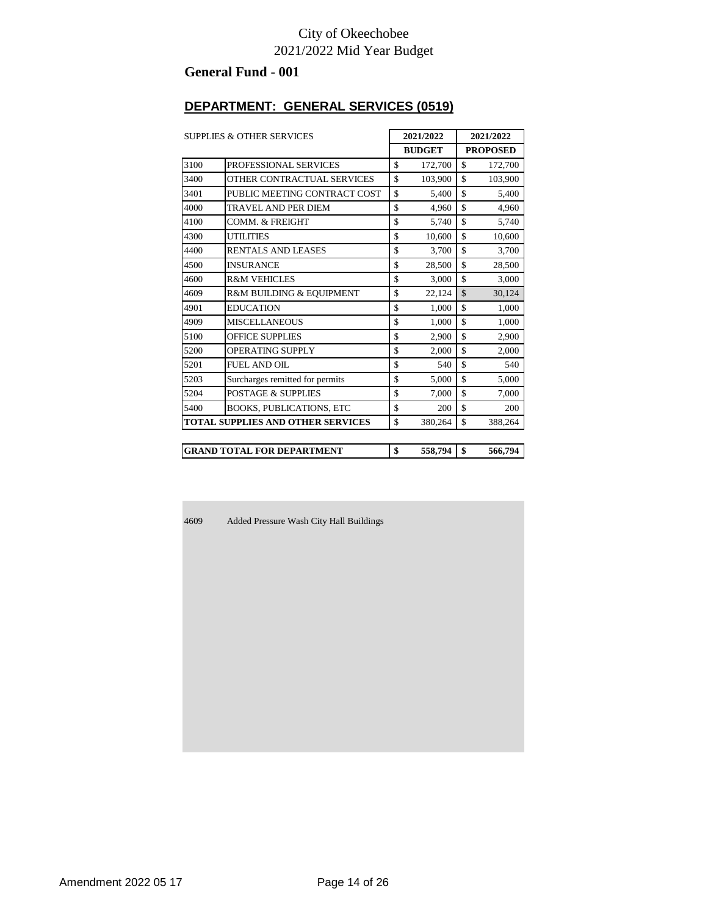City of Okeechobee
2021/2022 Mid Year Budget

## General Fund - 001

### DEPARTMENT: GENERAL SERVICES (0519)

| SUPPLIES & OTHER SERVICES | | 2021/2022 BUDGET | 2021/2022 PROPOSED |
|---|---|---|---|
| 3100 | PROFESSIONAL SERVICES | $ 172,700 | $ 172,700 |
| 3400 | OTHER CONTRACTUAL SERVICES | $ 103,900 | $ 103,900 |
| 3401 | PUBLIC MEETING CONTRACT COST | $ 5,400 | $ 5,400 |
| 4000 | TRAVEL AND PER DIEM | $ 4,960 | $ 4,960 |
| 4100 | COMM. & FREIGHT | $ 5,740 | $ 5,740 |
| 4300 | UTILITIES | $ 10,600 | $ 10,600 |
| 4400 | RENTALS AND LEASES | $ 3,700 | $ 3,700 |
| 4500 | INSURANCE | $ 28,500 | $ 28,500 |
| 4600 | R&M VEHICLES | $ 3,000 | $ 3,000 |
| 4609 | R&M BUILDING & EQUIPMENT | $ 22,124 | $ 30,124 |
| 4901 | EDUCATION | $ 1,000 | $ 1,000 |
| 4909 | MISCELLANEOUS | $ 1,000 | $ 1,000 |
| 5100 | OFFICE SUPPLIES | $ 2,900 | $ 2,900 |
| 5200 | OPERATING SUPPLY | $ 2,000 | $ 2,000 |
| 5201 | FUEL AND OIL | $ 540 | $ 540 |
| 5203 | Surcharges remitted for permits | $ 5,000 | $ 5,000 |
| 5204 | POSTAGE & SUPPLIES | $ 7,000 | $ 7,000 |
| 5400 | BOOKS, PUBLICATIONS, ETC | $ 200 | $ 200 |
| **TOTAL SUPPLIES AND OTHER SERVICES** | | $ 380,264 | $ 388,264 |

| | | | |
|---|---|---|---|
| **GRAND TOTAL FOR DEPARTMENT** | | **$ 558,794** | **$ 566,794** |

4609 Added Pressure Wash City Hall Buildings

Amendment 2022 05 17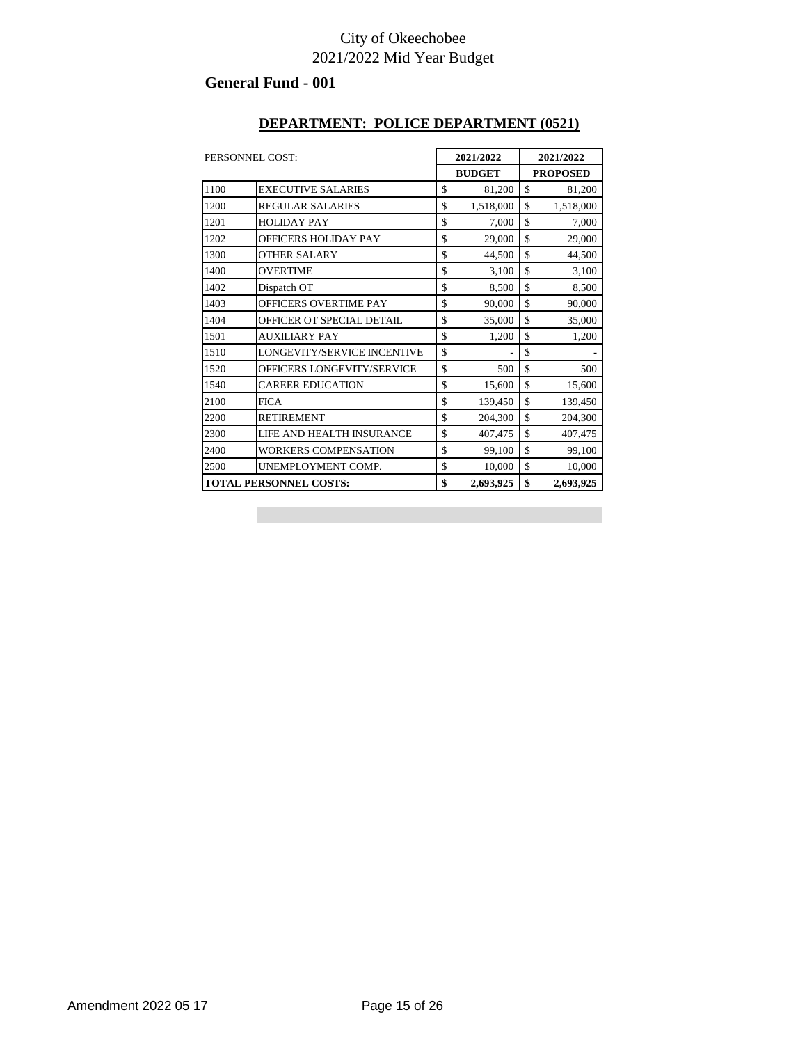City of Okeechobee
2021/2022 Mid Year Budget

## General Fund - 001

### DEPARTMENT: POLICE DEPARTMENT (0521)

| PERSONNEL COST: | | 2021/2022 BUDGET | 2021/2022 PROPOSED |
|---|---|---|---|
| 1100 | EXECUTIVE SALARIES | $ 81,200 | $ 81,200 |
| 1200 | REGULAR SALARIES | $ 1,518,000 | $ 1,518,000 |
| 1201 | HOLIDAY PAY | $ 7,000 | $ 7,000 |
| 1202 | OFFICERS HOLIDAY PAY | $ 29,000 | $ 29,000 |
| 1300 | OTHER SALARY | $ 44,500 | $ 44,500 |
| 1400 | OVERTIME | $ 3,100 | $ 3,100 |
| 1402 | Dispatch OT | $ 8,500 | $ 8,500 |
| 1403 | OFFICERS OVERTIME PAY | $ 90,000 | $ 90,000 |
| 1404 | OFFICER OT SPECIAL DETAIL | $ 35,000 | $ 35,000 |
| 1501 | AUXILIARY PAY | $ 1,200 | $ 1,200 |
| 1510 | LONGEVITY/SERVICE INCENTIVE | $ - | $ - |
| 1520 | OFFICERS LONGEVITY/SERVICE | $ 500 | $ 500 |
| 1540 | CAREER EDUCATION | $ 15,600 | $ 15,600 |
| 2100 | FICA | $ 139,450 | $ 139,450 |
| 2200 | RETIREMENT | $ 204,300 | $ 204,300 |
| 2300 | LIFE AND HEALTH INSURANCE | $ 407,475 | $ 407,475 |
| 2400 | WORKERS COMPENSATION | $ 99,100 | $ 99,100 |
| 2500 | UNEMPLOYMENT COMP. | $ 10,000 | $ 10,000 |
| **TOTAL PERSONNEL COSTS:** | | **$ 2,693,925** | **$ 2,693,925** |

Amendment 2022 05 17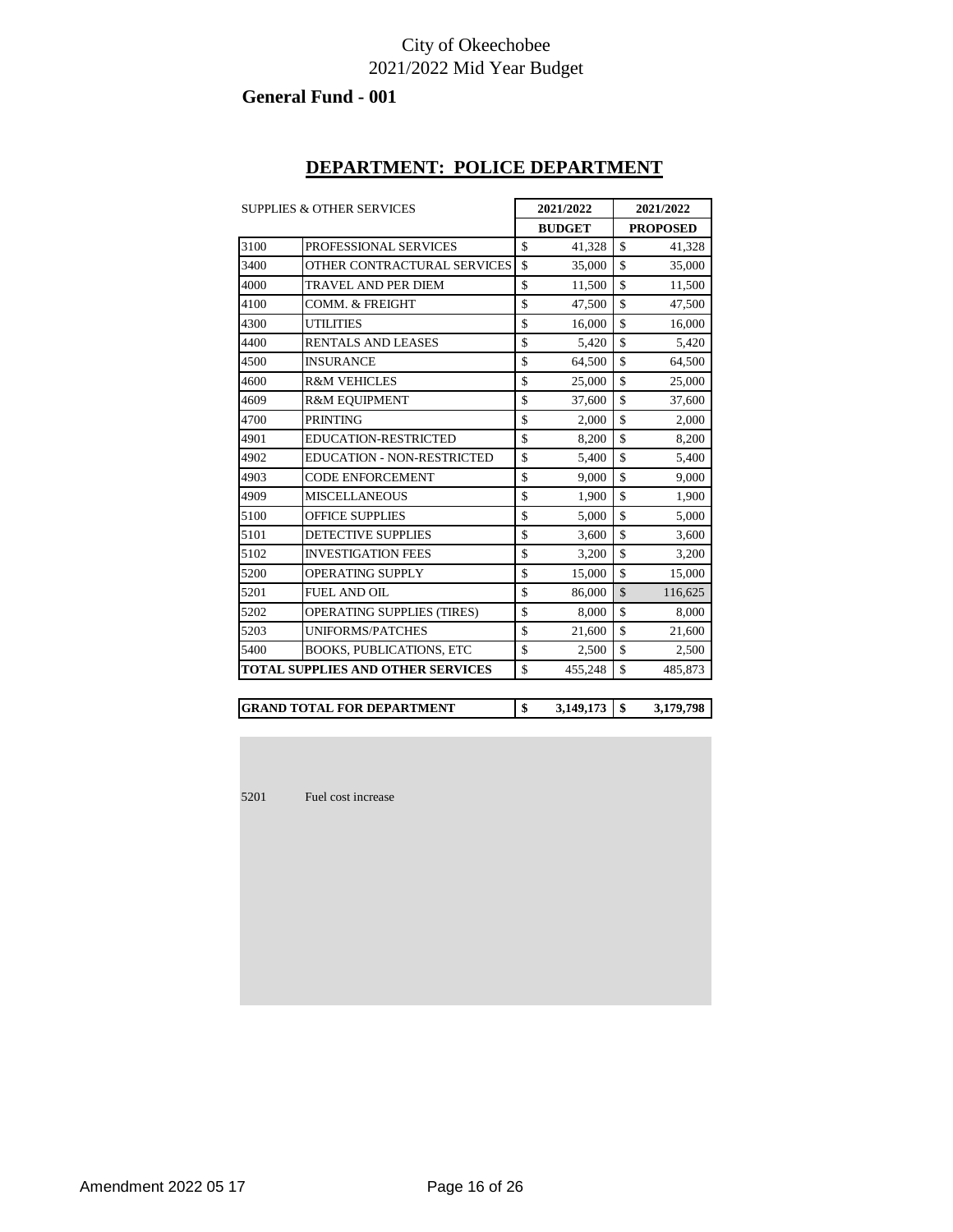City of Okeechobee
2021/2022 Mid Year Budget

## General Fund - 001

## DEPARTMENT: POLICE DEPARTMENT

| SUPPLIES & OTHER SERVICES | | 2021/2022 BUDGET | 2021/2022 PROPOSED |
|---|---|---|---|
| 3100 | PROFESSIONAL SERVICES | $ 41,328 | $ 41,328 |
| 3400 | OTHER CONTRACTURAL SERVICES | $ 35,000 | $ 35,000 |
| 4000 | TRAVEL AND PER DIEM | $ 11,500 | $ 11,500 |
| 4100 | COMM. & FREIGHT | $ 47,500 | $ 47,500 |
| 4300 | UTILITIES | $ 16,000 | $ 16,000 |
| 4400 | RENTALS AND LEASES | $ 5,420 | $ 5,420 |
| 4500 | INSURANCE | $ 64,500 | $ 64,500 |
| 4600 | R&M VEHICLES | $ 25,000 | $ 25,000 |
| 4609 | R&M EQUIPMENT | $ 37,600 | $ 37,600 |
| 4700 | PRINTING | $ 2,000 | $ 2,000 |
| 4901 | EDUCATION-RESTRICTED | $ 8,200 | $ 8,200 |
| 4902 | EDUCATION - NON-RESTRICTED | $ 5,400 | $ 5,400 |
| 4903 | CODE ENFORCEMENT | $ 9,000 | $ 9,000 |
| 4909 | MISCELLANEOUS | $ 1,900 | $ 1,900 |
| 5100 | OFFICE SUPPLIES | $ 5,000 | $ 5,000 |
| 5101 | DETECTIVE SUPPLIES | $ 3,600 | $ 3,600 |
| 5102 | INVESTIGATION FEES | $ 3,200 | $ 3,200 |
| 5200 | OPERATING SUPPLY | $ 15,000 | $ 15,000 |
| 5201 | FUEL AND OIL | $ 86,000 | $ 116,625 |
| 5202 | OPERATING SUPPLIES (TIRES) | $ 8,000 | $ 8,000 |
| 5203 | UNIFORMS/PATCHES | $ 21,600 | $ 21,600 |
| 5400 | BOOKS, PUBLICATIONS, ETC | $ 2,500 | $ 2,500 |
| **TOTAL SUPPLIES AND OTHER SERVICES** | | $ 455,248 | $ 485,873 |

| | | |
|---|---|---|
| **GRAND TOTAL FOR DEPARTMENT** | **$ 3,149,173** | **$ 3,179,798** |

5201 Fuel cost increase

Amendment 2022 05 17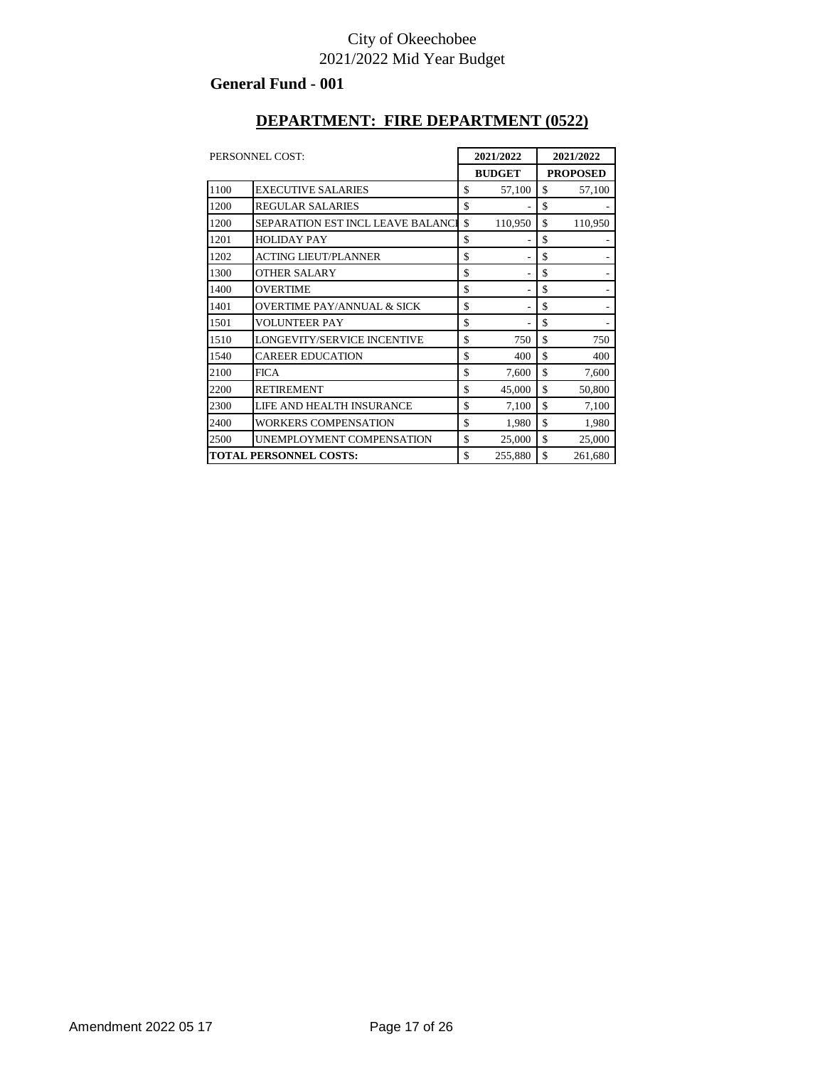City of Okeechobee
2021/2022 Mid Year Budget

## General Fund - 001

## DEPARTMENT: FIRE DEPARTMENT (0522)

| PERSONNEL COST: | | 2021/2022 BUDGET | 2021/2022 PROPOSED |
|---|---|---|---|
| 1100 | EXECUTIVE SALARIES | $ 57,100 | $ 57,100 |
| 1200 | REGULAR SALARIES | $ - | $ - |
| 1200 | SEPARATION EST INCL LEAVE BALANCI | $ 110,950 | $ 110,950 |
| 1201 | HOLIDAY PAY | $ - | $ - |
| 1202 | ACTING LIEUT/PLANNER | $ - | $ - |
| 1300 | OTHER SALARY | $ - | $ - |
| 1400 | OVERTIME | $ - | $ - |
| 1401 | OVERTIME PAY/ANNUAL & SICK | $ - | $ - |
| 1501 | VOLUNTEER PAY | $ - | $ - |
| 1510 | LONGEVITY/SERVICE INCENTIVE | $ 750 | $ 750 |
| 1540 | CAREER EDUCATION | $ 400 | $ 400 |
| 2100 | FICA | $ 7,600 | $ 7,600 |
| 2200 | RETIREMENT | $ 45,000 | $ 50,800 |
| 2300 | LIFE AND HEALTH INSURANCE | $ 7,100 | $ 7,100 |
| 2400 | WORKERS COMPENSATION | $ 1,980 | $ 1,980 |
| 2500 | UNEMPLOYMENT COMPENSATION | $ 25,000 | $ 25,000 |
| **TOTAL PERSONNEL COSTS:** | | $ 255,880 | $ 261,680 |

Amendment 2022 05 17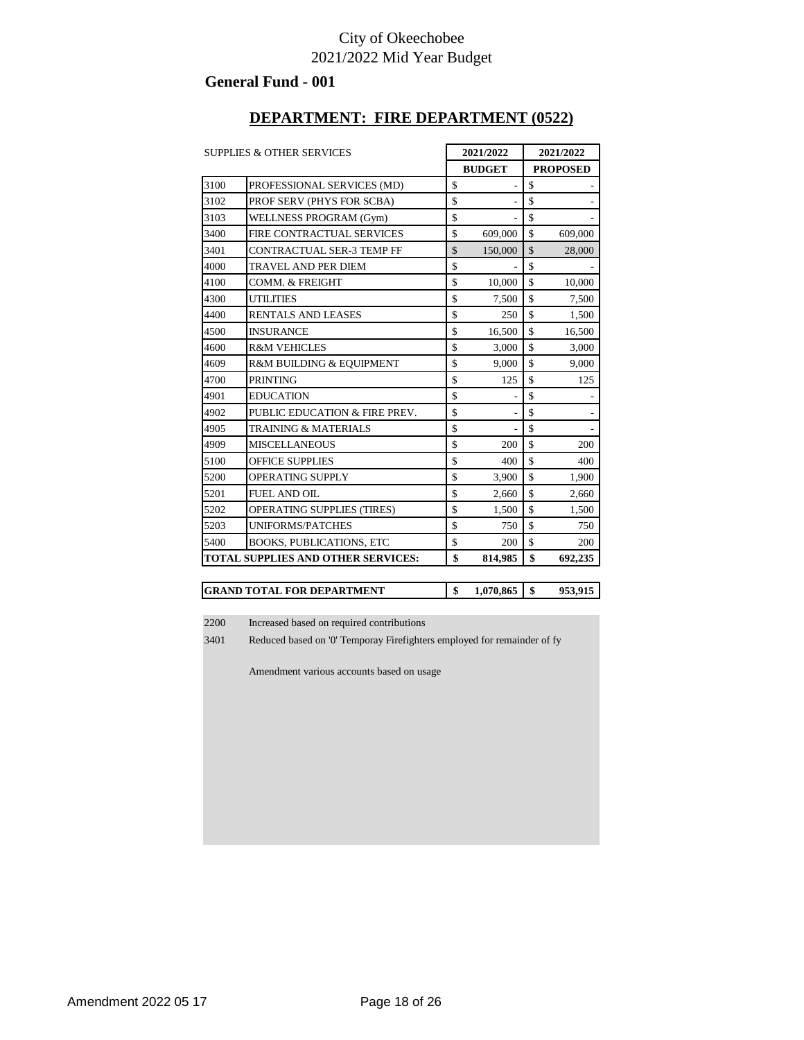City of Okeechobee
2021/2022 Mid Year Budget

## General Fund - 001

### DEPARTMENT: FIRE DEPARTMENT (0522)

| SUPPLIES & OTHER SERVICES | | 2021/2022 BUDGET | 2021/2022 PROPOSED |
|---|---|---|---|
| 3100 | PROFESSIONAL SERVICES (MD) | $ - | $ - |
| 3102 | PROF SERV (PHYS FOR SCBA) | $ - | $ - |
| 3103 | WELLNESS PROGRAM (Gym) | $ - | $ - |
| 3400 | FIRE CONTRACTUAL SERVICES | $ 609,000 | $ 609,000 |
| 3401 | CONTRACTUAL SER-3 TEMP FF | $ 150,000 | $ 28,000 |
| 4000 | TRAVEL AND PER DIEM | $ - | $ - |
| 4100 | COMM. & FREIGHT | $ 10,000 | $ 10,000 |
| 4300 | UTILITIES | $ 7,500 | $ 7,500 |
| 4400 | RENTALS AND LEASES | $ 250 | $ 1,500 |
| 4500 | INSURANCE | $ 16,500 | $ 16,500 |
| 4600 | R&M VEHICLES | $ 3,000 | $ 3,000 |
| 4609 | R&M BUILDING & EQUIPMENT | $ 9,000 | $ 9,000 |
| 4700 | PRINTING | $ 125 | $ 125 |
| 4901 | EDUCATION | $ - | $ - |
| 4902 | PUBLIC EDUCATION & FIRE PREV. | $ - | $ - |
| 4905 | TRAINING & MATERIALS | $ - | $ - |
| 4909 | MISCELLANEOUS | $ 200 | $ 200 |
| 5100 | OFFICE SUPPLIES | $ 400 | $ 400 |
| 5200 | OPERATING SUPPLY | $ 3,900 | $ 1,900 |
| 5201 | FUEL AND OIL | $ 2,660 | $ 2,660 |
| 5202 | OPERATING SUPPLIES (TIRES) | $ 1,500 | $ 1,500 |
| 5203 | UNIFORMS/PATCHES | $ 750 | $ 750 |
| 5400 | BOOKS, PUBLICATIONS, ETC | $ 200 | $ 200 |
| **TOTAL SUPPLIES AND OTHER SERVICES:** | | **$ 814,985** | **$ 692,235** |

| **GRAND TOTAL FOR DEPARTMENT** | **$ 1,070,865** | **$ 953,915** |
|---|---|---|

2200 Increased based on required contributions

3401 Reduced based on '0' Temporay Firefighters employed for remainder of fy

Amendment various accounts based on usage

Amendment 2022 05 17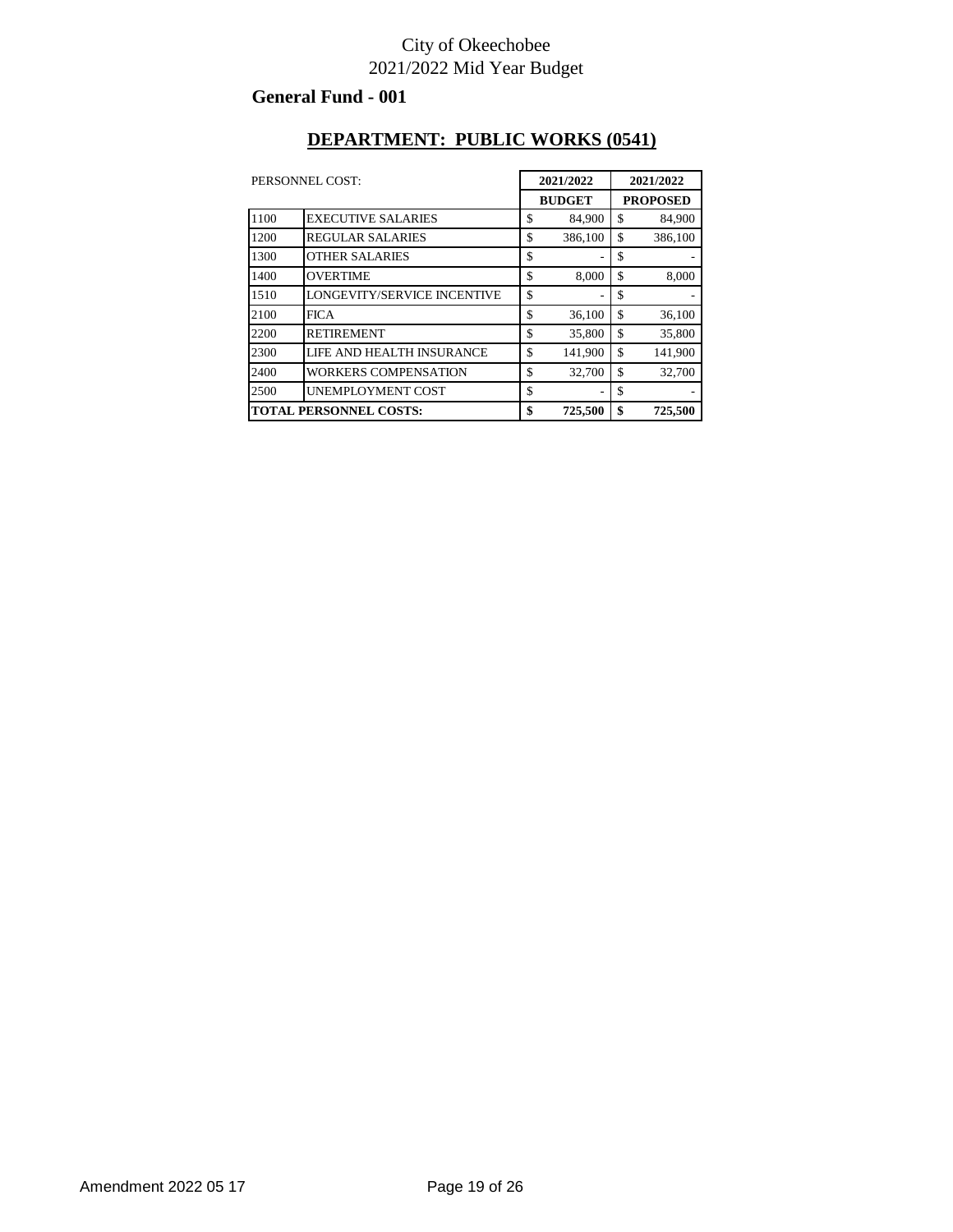City of Okeechobee
2021/2022 Mid Year Budget

**General Fund - 001**

## DEPARTMENT: PUBLIC WORKS (0541)

| PERSONNEL COST: | | 2021/2022 BUDGET | 2021/2022 PROPOSED |
|---|---|---|---|
| 1100 | EXECUTIVE SALARIES | $ 84,900 | $ 84,900 |
| 1200 | REGULAR SALARIES | $ 386,100 | $ 386,100 |
| 1300 | OTHER SALARIES | $ - | $ - |
| 1400 | OVERTIME | $ 8,000 | $ 8,000 |
| 1510 | LONGEVITY/SERVICE INCENTIVE | $ - | $ - |
| 2100 | FICA | $ 36,100 | $ 36,100 |
| 2200 | RETIREMENT | $ 35,800 | $ 35,800 |
| 2300 | LIFE AND HEALTH INSURANCE | $ 141,900 | $ 141,900 |
| 2400 | WORKERS COMPENSATION | $ 32,700 | $ 32,700 |
| 2500 | UNEMPLOYMENT COST | $ - | $ - |
| **TOTAL PERSONNEL COSTS:** | | **$ 725,500** | **$ 725,500** |

Amendment 2022 05 17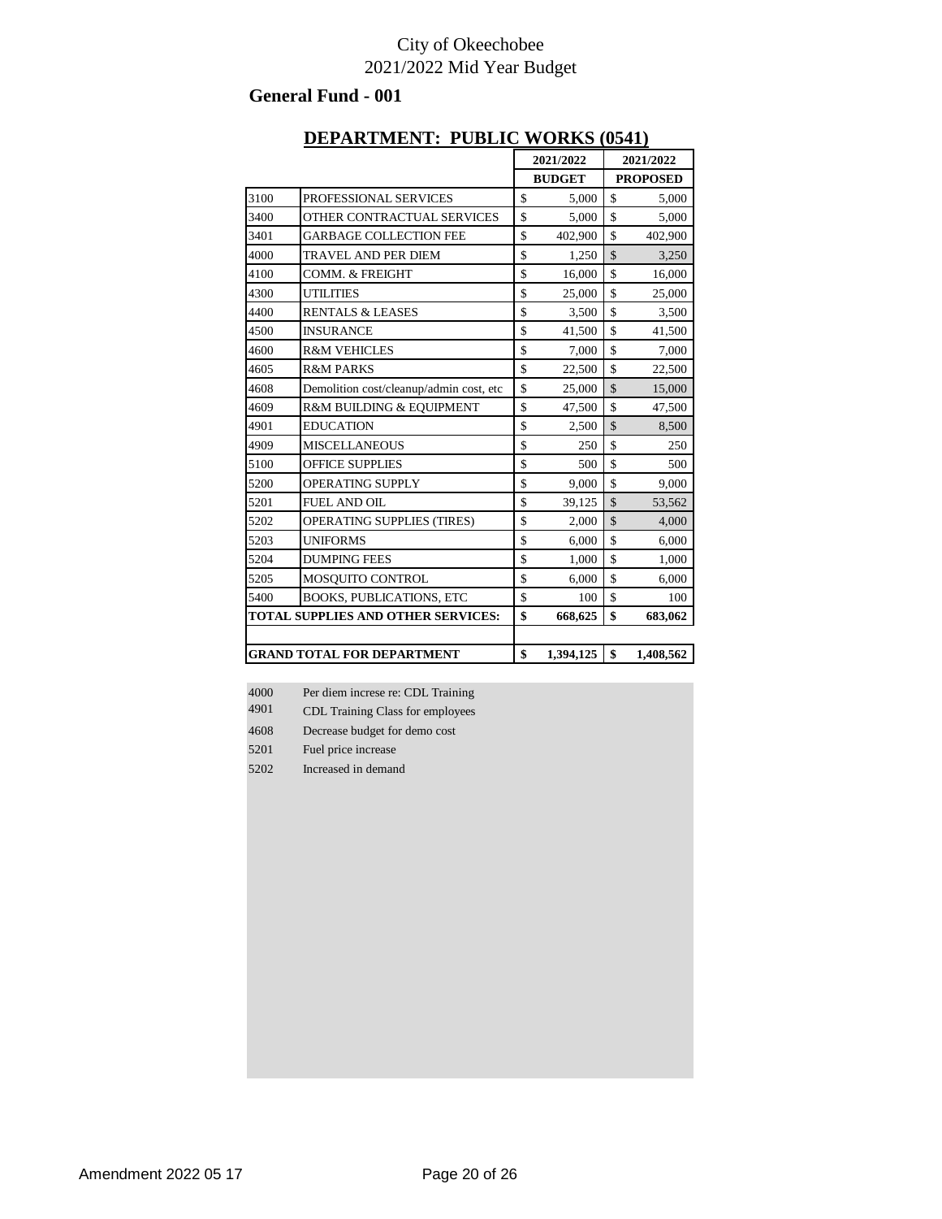City of Okeechobee
2021/2022 Mid Year Budget

**General Fund - 001**

## DEPARTMENT: PUBLIC WORKS (0541)

| | | 2021/2022 BUDGET | 2021/2022 PROPOSED |
|---|---|---|---|
| 3100 | PROFESSIONAL SERVICES | $ 5,000 | $ 5,000 |
| 3400 | OTHER CONTRACTUAL SERVICES | $ 5,000 | $ 5,000 |
| 3401 | GARBAGE COLLECTION FEE | $ 402,900 | $ 402,900 |
| 4000 | TRAVEL AND PER DIEM | $ 1,250 | $ 3,250 |
| 4100 | COMM. & FREIGHT | $ 16,000 | $ 16,000 |
| 4300 | UTILITIES | $ 25,000 | $ 25,000 |
| 4400 | RENTALS & LEASES | $ 3,500 | $ 3,500 |
| 4500 | INSURANCE | $ 41,500 | $ 41,500 |
| 4600 | R&M VEHICLES | $ 7,000 | $ 7,000 |
| 4605 | R&M PARKS | $ 22,500 | $ 22,500 |
| 4608 | Demolition cost/cleanup/admin cost, etc | $ 25,000 | $ 15,000 |
| 4609 | R&M BUILDING & EQUIPMENT | $ 47,500 | $ 47,500 |
| 4901 | EDUCATION | $ 2,500 | $ 8,500 |
| 4909 | MISCELLANEOUS | $ 250 | $ 250 |
| 5100 | OFFICE SUPPLIES | $ 500 | $ 500 |
| 5200 | OPERATING SUPPLY | $ 9,000 | $ 9,000 |
| 5201 | FUEL AND OIL | $ 39,125 | $ 53,562 |
| 5202 | OPERATING SUPPLIES (TIRES) | $ 2,000 | $ 4,000 |
| 5203 | UNIFORMS | $ 6,000 | $ 6,000 |
| 5204 | DUMPING FEES | $ 1,000 | $ 1,000 |
| 5205 | MOSQUITO CONTROL | $ 6,000 | $ 6,000 |
| 5400 | BOOKS, PUBLICATIONS, ETC | $ 100 | $ 100 |
| **TOTAL SUPPLIES AND OTHER SERVICES:** | | **$ 668,625** | **$ 683,062** |
| | | | |
| **GRAND TOTAL FOR DEPARTMENT** | | **$ 1,394,125** | **$ 1,408,562** |

4000 Per diem increse re: CDL Training
4901 CDL Training Class for employees
4608 Decrease budget for demo cost
5201 Fuel price increase
5202 Increased in demand

Amendment 2022 05 17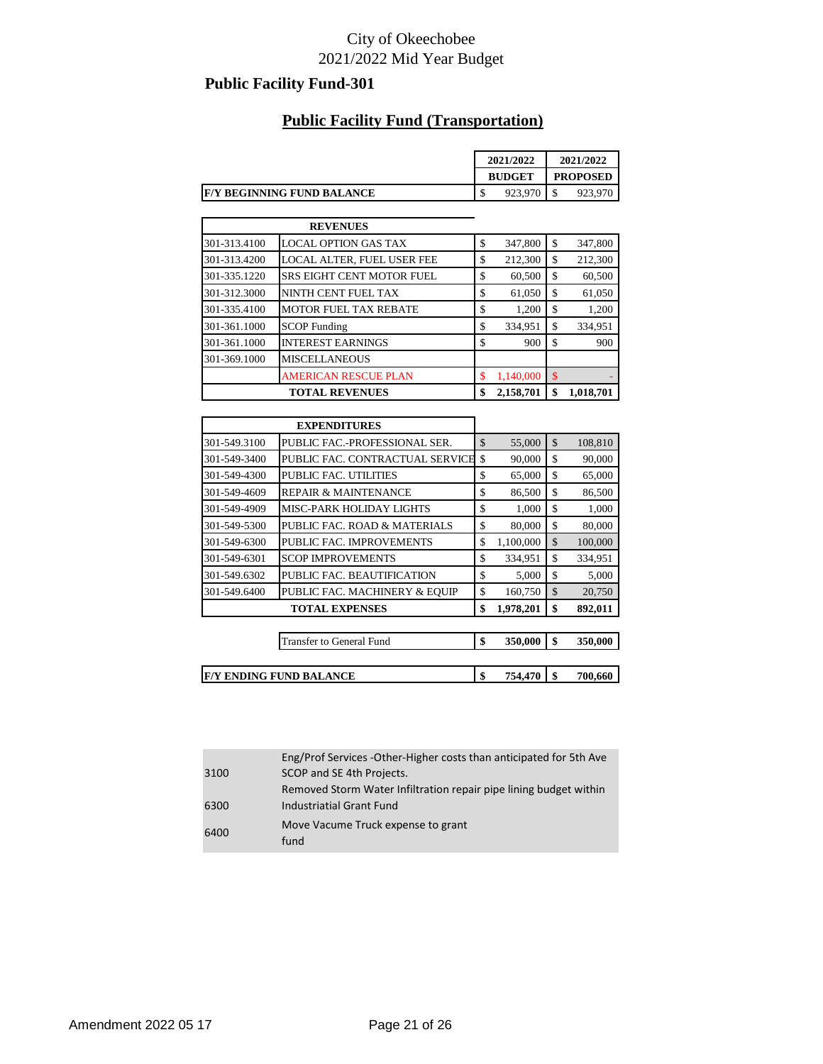City of Okeechobee
2021/2022 Mid Year Budget

## Public Facility Fund-301

### Public Facility Fund (Transportation)

| | | 2021/2022 BUDGET | 2021/2022 PROPOSED |
|---|---|---|---|
| **F/Y BEGINNING FUND BALANCE** | | $ 923,970 | $ 923,970 |
| | **REVENUES** | | |
| 301-313.4100 | LOCAL OPTION GAS TAX | $ 347,800 | $ 347,800 |
| 301-313.4200 | LOCAL ALTER, FUEL USER FEE | $ 212,300 | $ 212,300 |
| 301-335.1220 | SRS EIGHT CENT MOTOR FUEL | $ 60,500 | $ 60,500 |
| 301-312.3000 | NINTH CENT FUEL TAX | $ 61,050 | $ 61,050 |
| 301-335.4100 | MOTOR FUEL TAX REBATE | $ 1,200 | $ 1,200 |
| 301-361.1000 | SCOP Funding | $ 334,951 | $ 334,951 |
| 301-361.1000 | INTEREST EARNINGS | $ 900 | $ 900 |
| 301-369.1000 | MISCELLANEOUS | | |
| | AMERICAN RESCUE PLAN | $ 1,140,000 | $ - |
| | **TOTAL REVENUES** | **$ 2,158,701** | **$ 1,018,701** |
| | **EXPENDITURES** | | |
| 301-549.3100 | PUBLIC FAC.-PROFESSIONAL SER. | $ 55,000 | $ 108,810 |
| 301-549-3400 | PUBLIC FAC. CONTRACTUAL SERVICE | $ 90,000 | $ 90,000 |
| 301-549-4300 | PUBLIC FAC. UTILITIES | $ 65,000 | $ 65,000 |
| 301-549-4609 | REPAIR & MAINTENANCE | $ 86,500 | $ 86,500 |
| 301-549-4909 | MISC-PARK HOLIDAY LIGHTS | $ 1,000 | $ 1,000 |
| 301-549-5300 | PUBLIC FAC. ROAD & MATERIALS | $ 80,000 | $ 80,000 |
| 301-549-6300 | PUBLIC FAC. IMPROVEMENTS | $ 1,100,000 | $ 100,000 |
| 301-549-6301 | SCOP IMPROVEMENTS | $ 334,951 | $ 334,951 |
| 301-549.6302 | PUBLIC FAC. BEAUTIFICATION | $ 5,000 | $ 5,000 |
| 301-549.6400 | PUBLIC FAC. MACHINERY & EQUIP | $ 160,750 | $ 20,750 |
| | **TOTAL EXPENSES** | **$ 1,978,201** | **$ 892,011** |
| | Transfer to General Fund | **$ 350,000** | **$ 350,000** |
| **F/Y ENDING FUND BALANCE** | | **$ 754,470** | **$ 700,660** |

| | |
|---|---|
| 3100 | Eng/Prof Services -Other-Higher costs than anticipated for 5th Ave SCOP and SE 4th Projects. |
| 6300 | Removed Storm Water Infiltration repair pipe lining budget within Industriatial Grant Fund |
| 6400 | Move Vacume Truck expense to grant fund |

Amendment 2022 05 17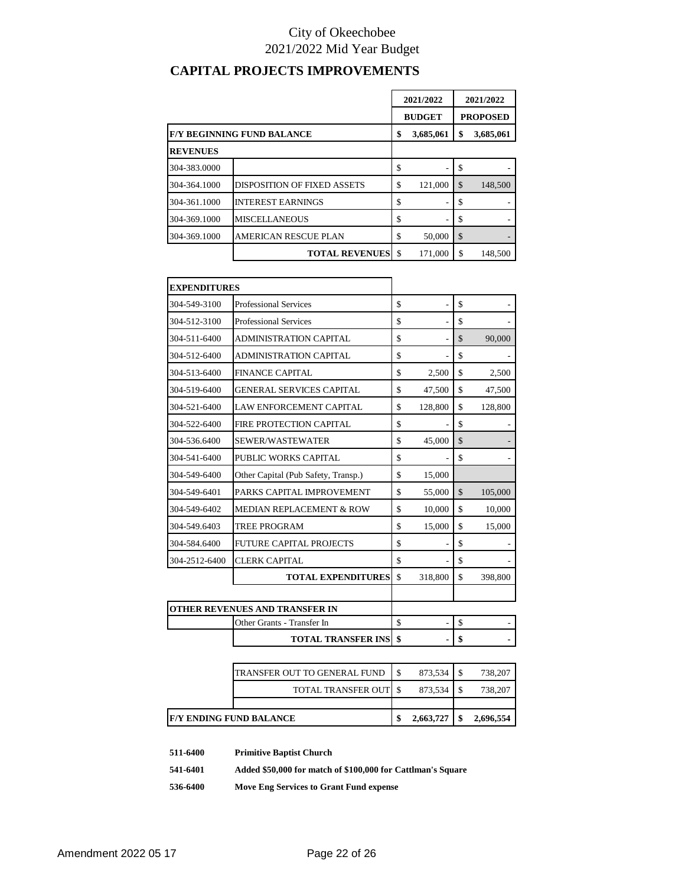City of Okeechobee
2021/2022 Mid Year Budget

## CAPITAL PROJECTS IMPROVEMENTS

| | | 2021/2022 BUDGET | 2021/2022 PROPOSED |
|---|---|---|---|
| **F/Y BEGINNING FUND BALANCE** | | **$ 3,685,061** | **$ 3,685,061** |
| **REVENUES** | | | |
| 304-383.0000 | | $ - | $ - |
| 304-364.1000 | DISPOSITION OF FIXED ASSETS | $ 121,000 | $ 148,500 |
| 304-361.1000 | INTEREST EARNINGS | $ - | $ - |
| 304-369.1000 | MISCELLANEOUS | $ - | $ - |
| 304-369.1000 | AMERICAN RESCUE PLAN | $ 50,000 | $ - |
| | **TOTAL REVENUES** | $ 171,000 | $ 148,500 |
| **EXPENDITURES** | | | |
| 304-549-3100 | Professional Services | $ - | $ - |
| 304-512-3100 | Professional Services | $ - | $ - |
| 304-511-6400 | ADMINISTRATION CAPITAL | $ - | $ 90,000 |
| 304-512-6400 | ADMINISTRATION CAPITAL | $ - | $ - |
| 304-513-6400 | FINANCE CAPITAL | $ 2,500 | $ 2,500 |
| 304-519-6400 | GENERAL SERVICES CAPITAL | $ 47,500 | $ 47,500 |
| 304-521-6400 | LAW ENFORCEMENT CAPITAL | $ 128,800 | $ 128,800 |
| 304-522-6400 | FIRE PROTECTION CAPITAL | $ - | $ - |
| 304-536.6400 | SEWER/WASTEWATER | $ 45,000 | $ - |
| 304-541-6400 | PUBLIC WORKS CAPITAL | $ - | $ - |
| 304-549-6400 | Other Capital (Pub Safety, Transp.) | $ 15,000 | |
| 304-549-6401 | PARKS CAPITAL IMPROVEMENT | $ 55,000 | $ 105,000 |
| 304-549-6402 | MEDIAN REPLACEMENT & ROW | $ 10,000 | $ 10,000 |
| 304-549.6403 | TREE PROGRAM | $ 15,000 | $ 15,000 |
| 304-584.6400 | FUTURE CAPITAL PROJECTS | $ - | $ - |
| 304-2512-6400 | CLERK CAPITAL | $ - | $ - |
| | **TOTAL EXPENDITURES** | $ 318,800 | $ 398,800 |
| **OTHER REVENUES AND TRANSFER IN** | | | |
| | Other Grants - Transfer In | $ - | $ - |
| | **TOTAL TRANSFER INS** | **$ -** | **$ -** |
| | TRANSFER OUT TO GENERAL FUND | $ 873,534 | $ 738,207 |
| | TOTAL TRANSFER OUT | $ 873,534 | $ 738,207 |
| **F/Y ENDING FUND BALANCE** | | **$ 2,663,727** | **$ 2,696,554** |

**511-6400** **Primitive Baptist Church**

**541-6401** **Added $50,000 for match of $100,000 for Cattlman's Square**

**536-6400** **Move Eng Services to Grant Fund expense**

Amendment 2022 05 17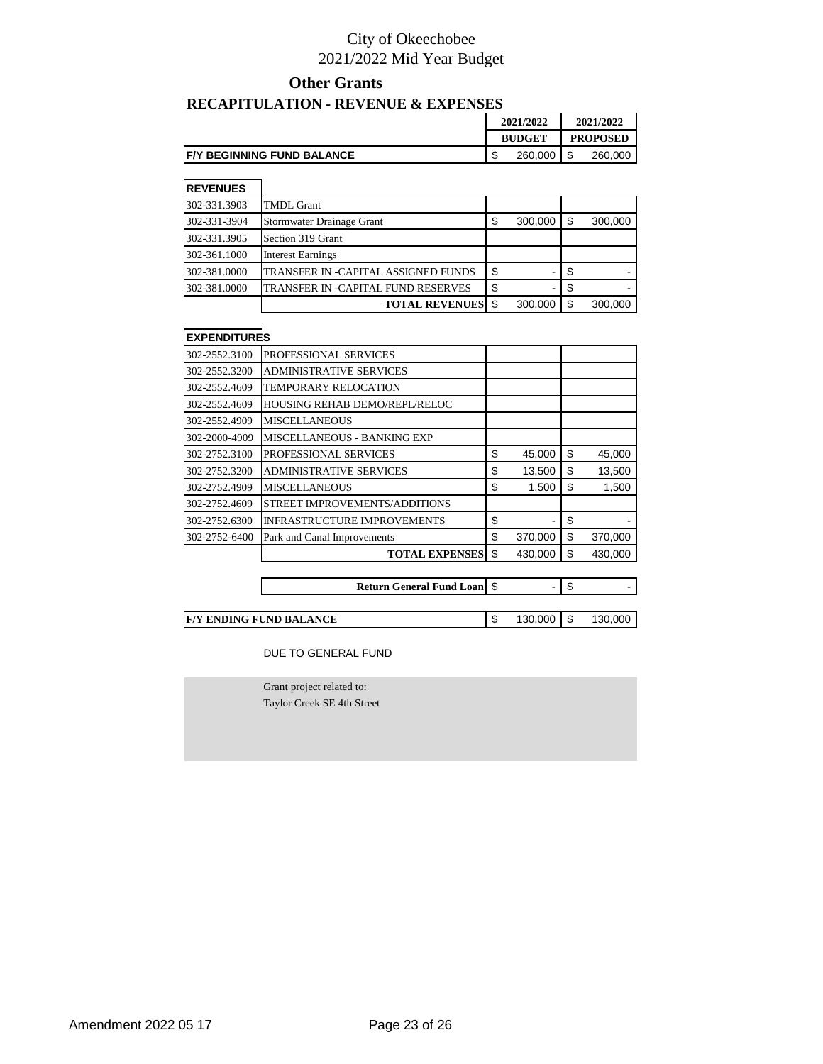# City of Okeechobee
## 2021/2022 Mid Year Budget

### Other Grants

### RECAPITULATION - REVENUE & EXPENSES

| | | 2021/2022 BUDGET | 2021/2022 PROPOSED |
|---|---|---|---|
| **F/Y BEGINNING FUND BALANCE** | | $ 260,000 | $ 260,000 |

| **REVENUES** | | | |
|---|---|---|---|
| 302-331.3903 | TMDL Grant | | |
| 302-331-3904 | Stormwater Drainage Grant | $ 300,000 | $ 300,000 |
| 302-331.3905 | Section 319 Grant | | |
| 302-361.1000 | Interest Earnings | | |
| 302-381.0000 | TRANSFER IN -CAPITAL ASSIGNED FUNDS | $ - | $ - |
| 302-381.0000 | TRANSFER IN -CAPITAL FUND RESERVES | $ - | $ - |
| | **TOTAL REVENUES** | $ 300,000 | $ 300,000 |

| **EXPENDITURES** | | | |
|---|---|---|---|
| 302-2552.3100 | PROFESSIONAL SERVICES | | |
| 302-2552.3200 | ADMINISTRATIVE SERVICES | | |
| 302-2552.4609 | TEMPORARY RELOCATION | | |
| 302-2552.4609 | HOUSING REHAB DEMO/REPL/RELOC | | |
| 302-2552.4909 | MISCELLANEOUS | | |
| 302-2000-4909 | MISCELLANEOUS - BANKING EXP | | |
| 302-2752.3100 | PROFESSIONAL SERVICES | $ 45,000 | $ 45,000 |
| 302-2752.3200 | ADMINISTRATIVE SERVICES | $ 13,500 | $ 13,500 |
| 302-2752.4909 | MISCELLANEOUS | $ 1,500 | $ 1,500 |
| 302-2752.4609 | STREET IMPROVEMENTS/ADDITIONS | | |
| 302-2752.6300 | INFRASTRUCTURE IMPROVEMENTS | $ - | $ - |
| 302-2752-6400 | Park and Canal Improvements | $ 370,000 | $ 370,000 |
| | **TOTAL EXPENSES** | $ 430,000 | $ 430,000 |
| | | | |
| | **Return General Fund Loan** | $ - | $ - |
| | | | |
| **F/Y ENDING FUND BALANCE** | | $ 130,000 | $ 130,000 |

DUE TO GENERAL FUND

Grant project related to:
Taylor Creek SE 4th Street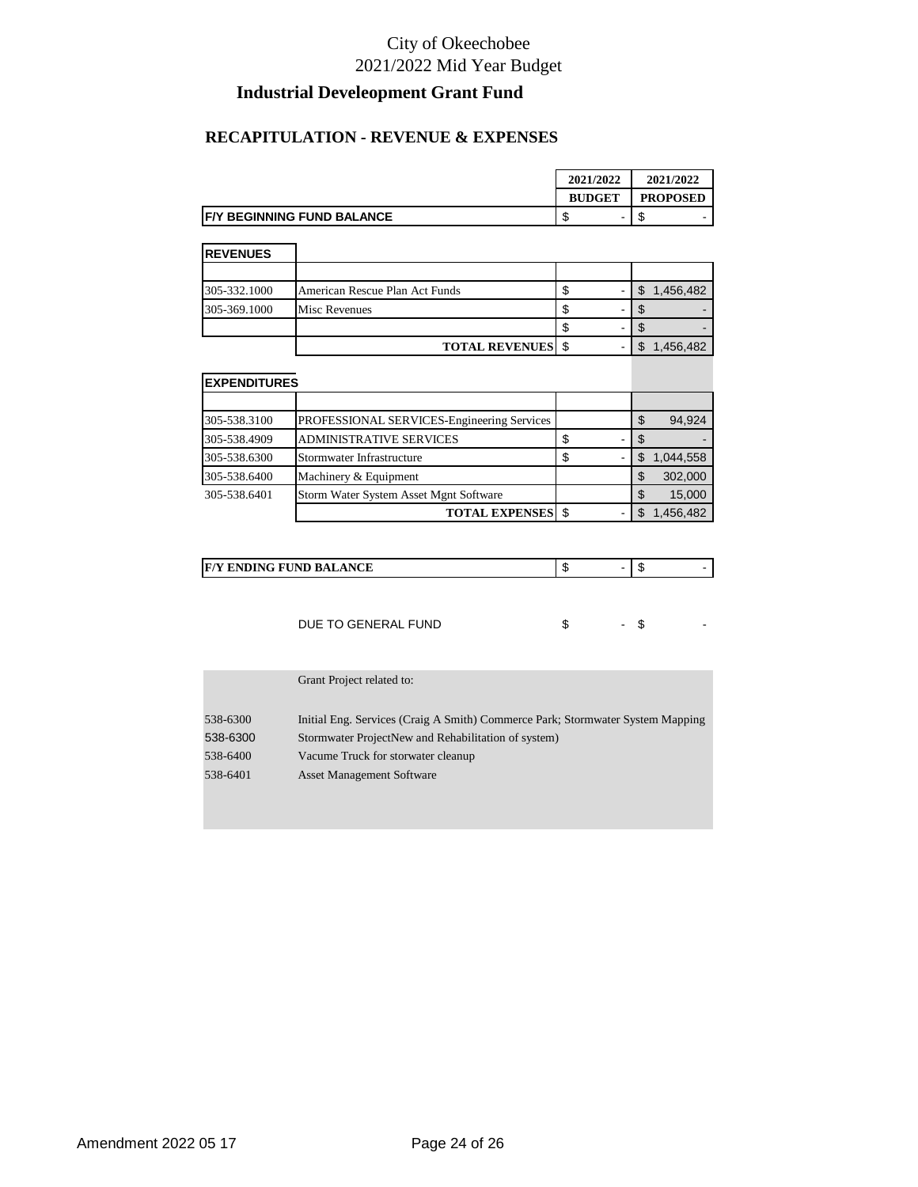City of Okeechobee
2021/2022 Mid Year Budget

# Industrial Develeopment Grant Fund

## RECAPITULATION - REVENUE & EXPENSES

| | | 2021/2022 BUDGET | 2021/2022 PROPOSED |
|---|---|---|---|
| **F/Y BEGINNING FUND BALANCE** | | $ - | $ - |
| **REVENUES** | | | |
| 305-332.1000 | American Rescue Plan Act Funds | $ - | $ 1,456,482 |
| 305-369.1000 | Misc Revenues | $ - | $ - |
| | | $ - | $ - |
| | **TOTAL REVENUES** | $ - | $ 1,456,482 |
| **EXPENDITURES** | | | |
| 305-538.3100 | PROFESSIONAL SERVICES-Engineering Services | | $ 94,924 |
| 305-538.4909 | ADMINISTRATIVE SERVICES | $ - | $ - |
| 305-538.6300 | Stormwater Infrastructure | $ - | $ 1,044,558 |
| 305-538.6400 | Machinery & Equipment | | $ 302,000 |
| 305-538.6401 | Storm Water System Asset Mgnt Software | | $ 15,000 |
| | **TOTAL EXPENSES** | $ - | $ 1,456,482 |
| **F/Y ENDING FUND BALANCE** | | $ - | $ - |
| | DUE TO GENERAL FUND | $ - | $ - |

Grant Project related to:

| | |
|---|---|
| 538-6300 | Initial Eng. Services (Craig A Smith) Commerce Park; Stormwater System Mapping |
| 538-6300 | Stormwater ProjectNew and Rehabilitation of system) |
| 538-6400 | Vacume Truck for storwater cleanup |
| 538-6401 | Asset Management Software |

Amendment 2022 05 17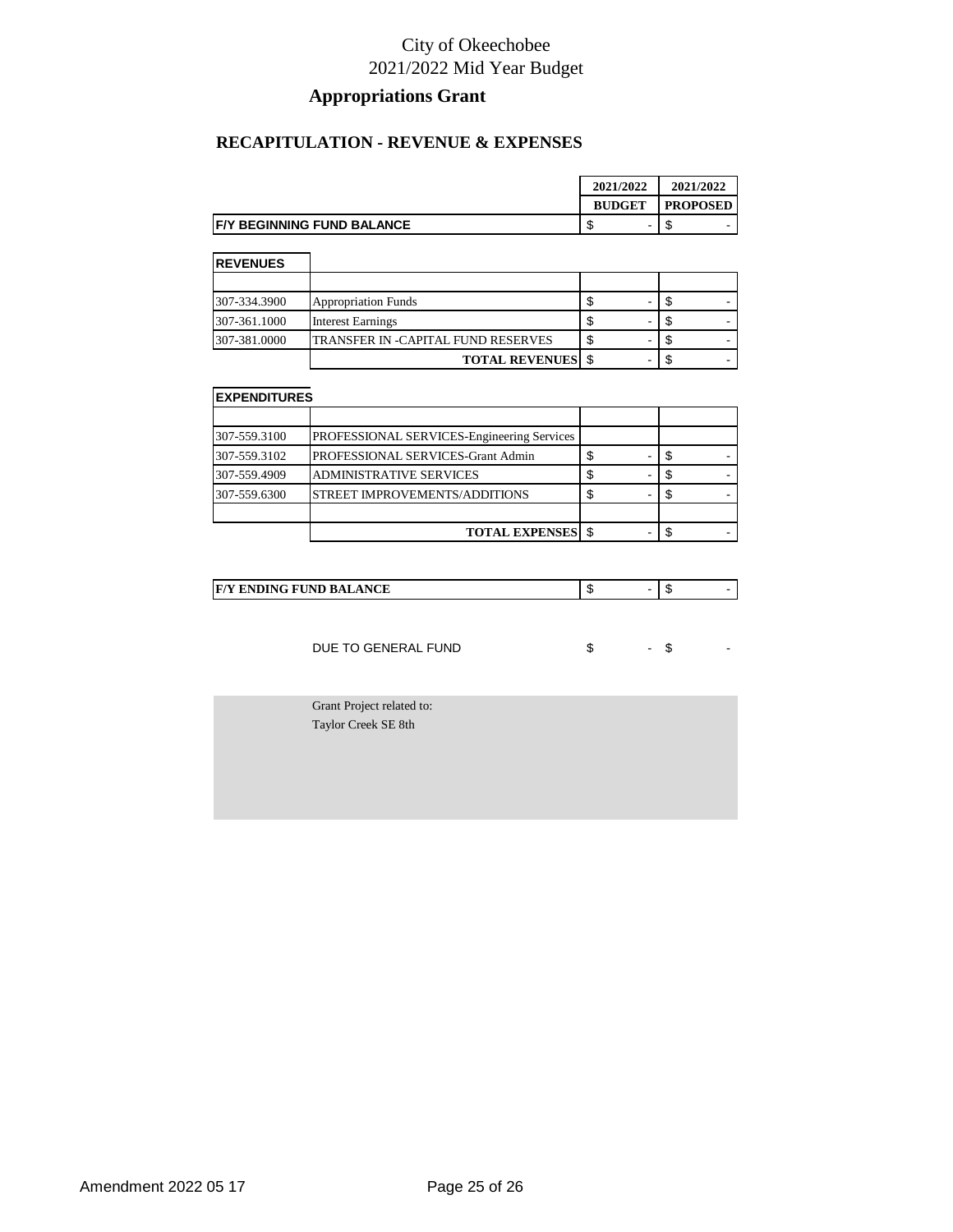City of Okeechobee

2021/2022 Mid Year Budget

## Appropriations Grant

### RECAPITULATION - REVENUE & EXPENSES

| | | 2021/2022 BUDGET | 2021/2022 PROPOSED |
|---|---|---|---|
| **F/Y BEGINNING FUND BALANCE** | | $ - | $ - |

| **REVENUES** | | | |
|---|---|---|---|
| | | | |
| 307-334.3900 | Appropriation Funds | $ - | $ - |
| 307-361.1000 | Interest Earnings | $ - | $ - |
| 307-381.0000 | TRANSFER IN -CAPITAL FUND RESERVES | $ - | $ - |
| | **TOTAL REVENUES** | $ - | $ - |

| **EXPENDITURES** | | | |
|---|---|---|---|
| | | | |
| 307-559.3100 | PROFESSIONAL SERVICES-Engineering Services | | |
| 307-559.3102 | PROFESSIONAL SERVICES-Grant Admin | $ - | $ - |
| 307-559.4909 | ADMINISTRATIVE SERVICES | $ - | $ - |
| 307-559.6300 | STREET IMPROVEMENTS/ADDITIONS | $ - | $ - |
| | | | |
| | **TOTAL EXPENSES** | $ - | $ - |

| **F/Y ENDING FUND BALANCE** | | $ - | $ - |
|---|---|---|---|
| | DUE TO GENERAL FUND | $ - | $ - |

Grant Project related to:
Taylor Creek SE 8th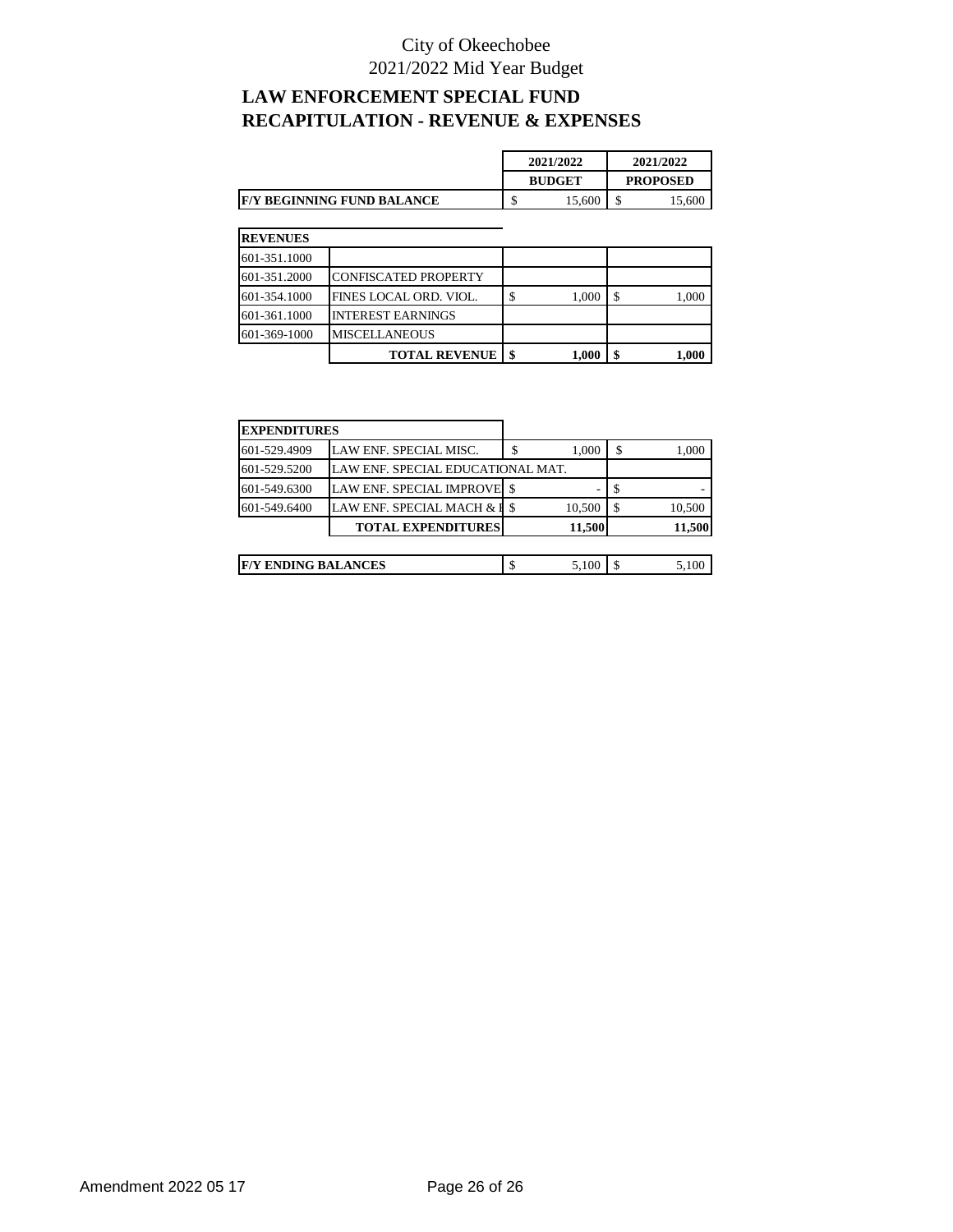City of Okeechobee
2021/2022 Mid Year Budget

## LAW ENFORCEMENT SPECIAL FUND
## RECAPITULATION - REVENUE & EXPENSES

| | | 2021/2022 BUDGET | 2021/2022 PROPOSED |
|---|---|---|---|
| **F/Y BEGINNING FUND BALANCE** | | $ 15,600 | $ 15,600 |
| **REVENUES** | | | |
| 601-351.1000 | | | |
| 601-351.2000 | CONFISCATED PROPERTY | | |
| 601-354.1000 | FINES LOCAL ORD. VIOL. | $ 1,000 | $ 1,000 |
| 601-361.1000 | INTEREST EARNINGS | | |
| 601-369-1000 | MISCELLANEOUS | | |
| | **TOTAL REVENUE** | **$ 1,000** | **$ 1,000** |
| **EXPENDITURES** | | | |
| 601-529.4909 | LAW ENF. SPECIAL MISC. | $ 1,000 | $ 1,000 |
| 601-529.5200 | LAW ENF. SPECIAL EDUCATIONAL MAT. | | |
| 601-549.6300 | LAW ENF. SPECIAL IMPROVE | $ - | $ - |
| 601-549.6400 | LAW ENF. SPECIAL MACH & I | $ 10,500 | $ 10,500 |
| | **TOTAL EXPENDITURES** | **11,500** | **11,500** |
| **F/Y ENDING BALANCES** | | $ 5,100 | $ 5,100 |

Amendment 2022 05 17